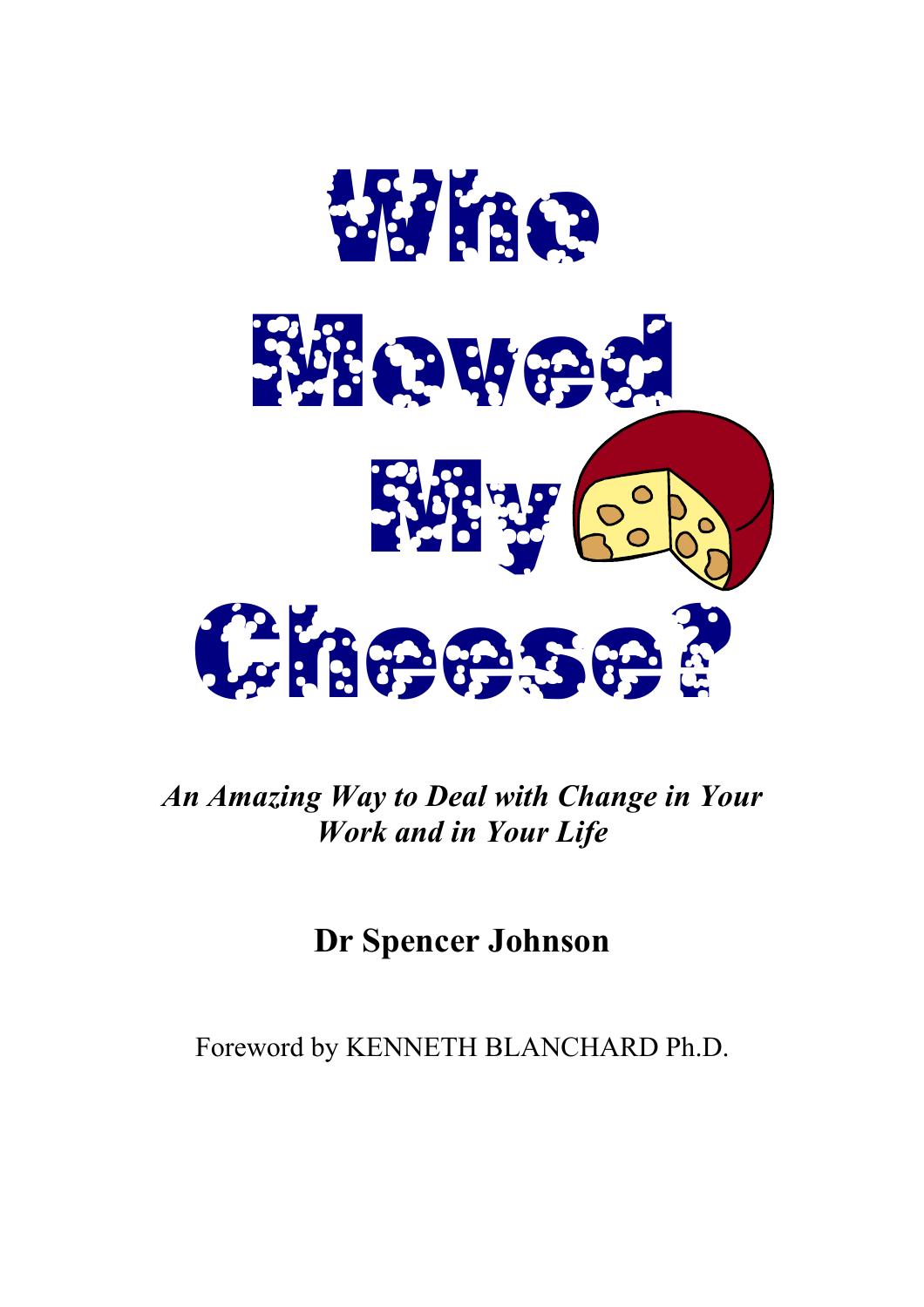# Who Moved My Cheese?

***An Amazing Way to Deal with Change in Your Work and in Your Life***

## Dr Spencer Johnson

Foreword by KENNETH BLANCHARD Ph.D.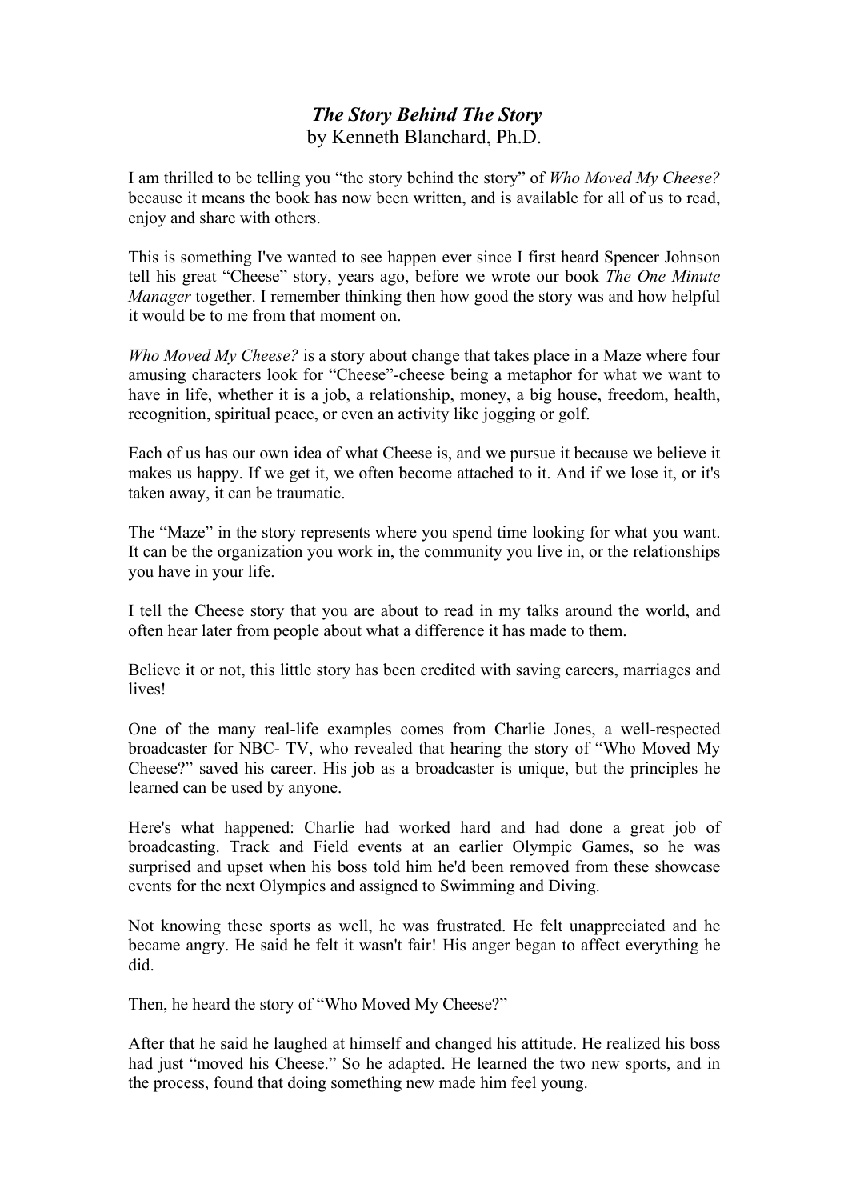## *The Story Behind The Story*
by Kenneth Blanchard, Ph.D.

I am thrilled to be telling you "the story behind the story" of *Who Moved My Cheese?* because it means the book has now been written, and is available for all of us to read, enjoy and share with others.

This is something I've wanted to see happen ever since I first heard Spencer Johnson tell his great "Cheese" story, years ago, before we wrote our book *The One Minute Manager* together. I remember thinking then how good the story was and how helpful it would be to me from that moment on.

*Who Moved My Cheese?* is a story about change that takes place in a Maze where four amusing characters look for "Cheese"-cheese being a metaphor for what we want to have in life, whether it is a job, a relationship, money, a big house, freedom, health, recognition, spiritual peace, or even an activity like jogging or golf.

Each of us has our own idea of what Cheese is, and we pursue it because we believe it makes us happy. If we get it, we often become attached to it. And if we lose it, or it's taken away, it can be traumatic.

The "Maze" in the story represents where you spend time looking for what you want. It can be the organization you work in, the community you live in, or the relationships you have in your life.

I tell the Cheese story that you are about to read in my talks around the world, and often hear later from people about what a difference it has made to them.

Believe it or not, this little story has been credited with saving careers, marriages and lives!

One of the many real-life examples comes from Charlie Jones, a well-respected broadcaster for NBC- TV, who revealed that hearing the story of "Who Moved My Cheese?" saved his career. His job as a broadcaster is unique, but the principles he learned can be used by anyone.

Here's what happened: Charlie had worked hard and had done a great job of broadcasting. Track and Field events at an earlier Olympic Games, so he was surprised and upset when his boss told him he'd been removed from these showcase events for the next Olympics and assigned to Swimming and Diving.

Not knowing these sports as well, he was frustrated. He felt unappreciated and he became angry. He said he felt it wasn't fair! His anger began to affect everything he did.

Then, he heard the story of "Who Moved My Cheese?"

After that he said he laughed at himself and changed his attitude. He realized his boss had just "moved his Cheese." So he adapted. He learned the two new sports, and in the process, found that doing something new made him feel young.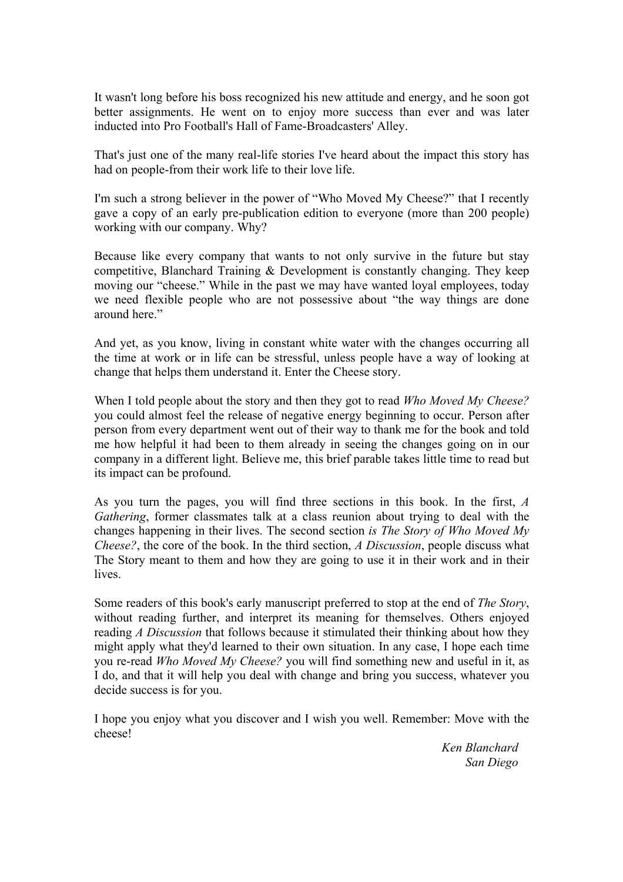It wasn't long before his boss recognized his new attitude and energy, and he soon got better assignments. He went on to enjoy more success than ever and was later inducted into Pro Football's Hall of Fame-Broadcasters' Alley.

That's just one of the many real-life stories I've heard about the impact this story has had on people-from their work life to their love life.

I'm such a strong believer in the power of "Who Moved My Cheese?" that I recently gave a copy of an early pre-publication edition to everyone (more than 200 people) working with our company. Why?

Because like every company that wants to not only survive in the future but stay competitive, Blanchard Training & Development is constantly changing. They keep moving our "cheese." While in the past we may have wanted loyal employees, today we need flexible people who are not possessive about "the way things are done around here."

And yet, as you know, living in constant white water with the changes occurring all the time at work or in life can be stressful, unless people have a way of looking at change that helps them understand it. Enter the Cheese story.

When I told people about the story and then they got to read *Who Moved My Cheese?* you could almost feel the release of negative energy beginning to occur. Person after person from every department went out of their way to thank me for the book and told me how helpful it had been to them already in seeing the changes going on in our company in a different light. Believe me, this brief parable takes little time to read but its impact can be profound.

As you turn the pages, you will find three sections in this book. In the first, *A Gathering*, former classmates talk at a class reunion about trying to deal with the changes happening in their lives. The second section *is The Story of Who Moved My Cheese?*, the core of the book. In the third section, *A Discussion*, people discuss what The Story meant to them and how they are going to use it in their work and in their lives.

Some readers of this book's early manuscript preferred to stop at the end of *The Story*, without reading further, and interpret its meaning for themselves. Others enjoyed reading *A Discussion* that follows because it stimulated their thinking about how they might apply what they'd learned to their own situation. In any case, I hope each time you re-read *Who Moved My Cheese?* you will find something new and useful in it, as I do, and that it will help you deal with change and bring you success, whatever you decide success is for you.

I hope you enjoy what you discover and I wish you well. Remember: Move with the cheese!

*Ken Blanchard*
*San Diego*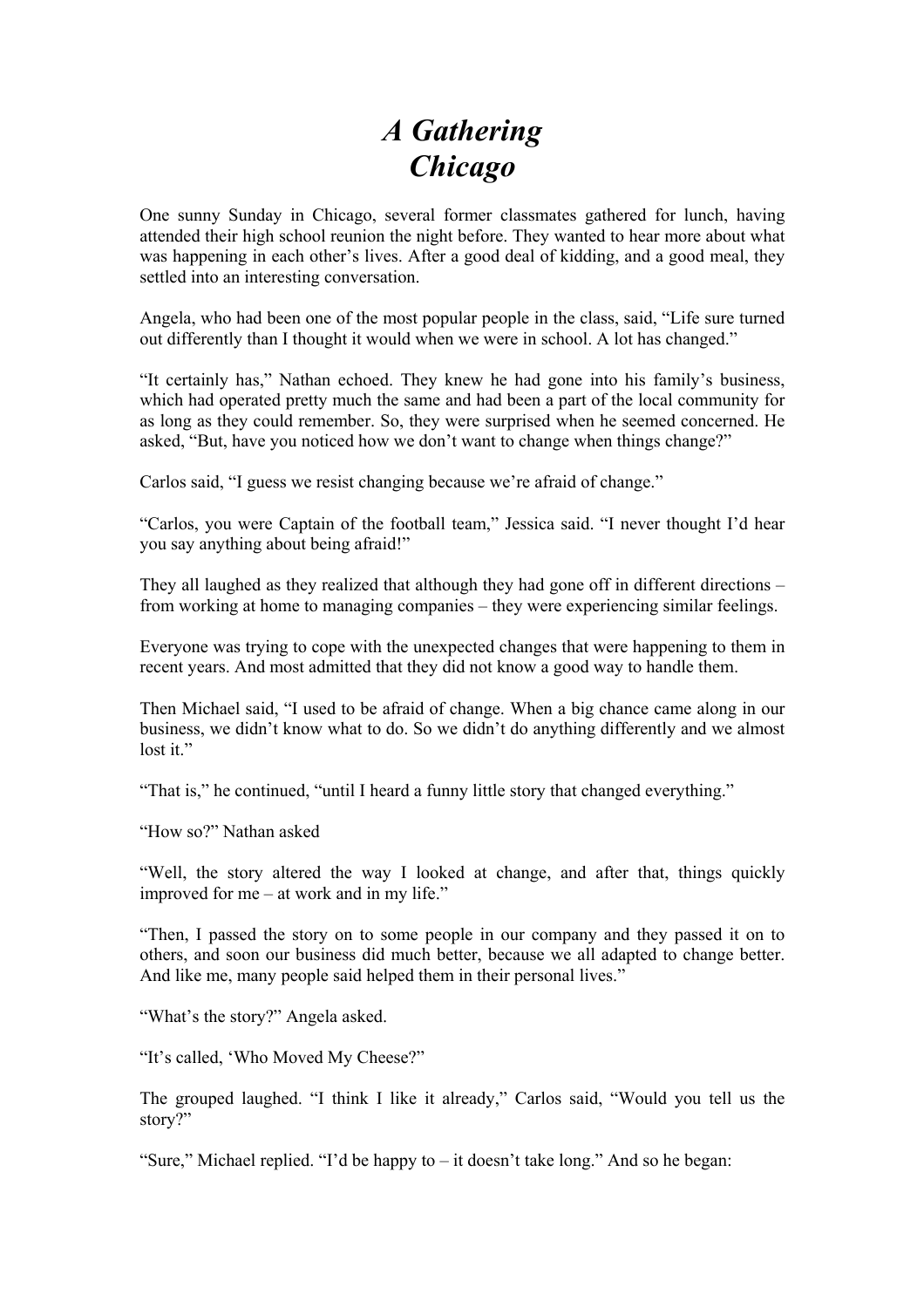# *A Gathering*
# *Chicago*

One sunny Sunday in Chicago, several former classmates gathered for lunch, having attended their high school reunion the night before. They wanted to hear more about what was happening in each other's lives. After a good deal of kidding, and a good meal, they settled into an interesting conversation.

Angela, who had been one of the most popular people in the class, said, "Life sure turned out differently than I thought it would when we were in school. A lot has changed."

"It certainly has," Nathan echoed. They knew he had gone into his family's business, which had operated pretty much the same and had been a part of the local community for as long as they could remember. So, they were surprised when he seemed concerned. He asked, "But, have you noticed how we don't want to change when things change?"

Carlos said, "I guess we resist changing because we're afraid of change."

"Carlos, you were Captain of the football team," Jessica said. "I never thought I'd hear you say anything about being afraid!"

They all laughed as they realized that although they had gone off in different directions – from working at home to managing companies – they were experiencing similar feelings.

Everyone was trying to cope with the unexpected changes that were happening to them in recent years. And most admitted that they did not know a good way to handle them.

Then Michael said, "I used to be afraid of change. When a big chance came along in our business, we didn't know what to do. So we didn't do anything differently and we almost lost it."

"That is," he continued, "until I heard a funny little story that changed everything."

"How so?" Nathan asked

"Well, the story altered the way I looked at change, and after that, things quickly improved for me – at work and in my life."

"Then, I passed the story on to some people in our company and they passed it on to others, and soon our business did much better, because we all adapted to change better. And like me, many people said helped them in their personal lives."

"What's the story?" Angela asked.

"It's called, 'Who Moved My Cheese?"

The grouped laughed. "I think I like it already," Carlos said, "Would you tell us the story?"

"Sure," Michael replied. "I'd be happy to – it doesn't take long." And so he began: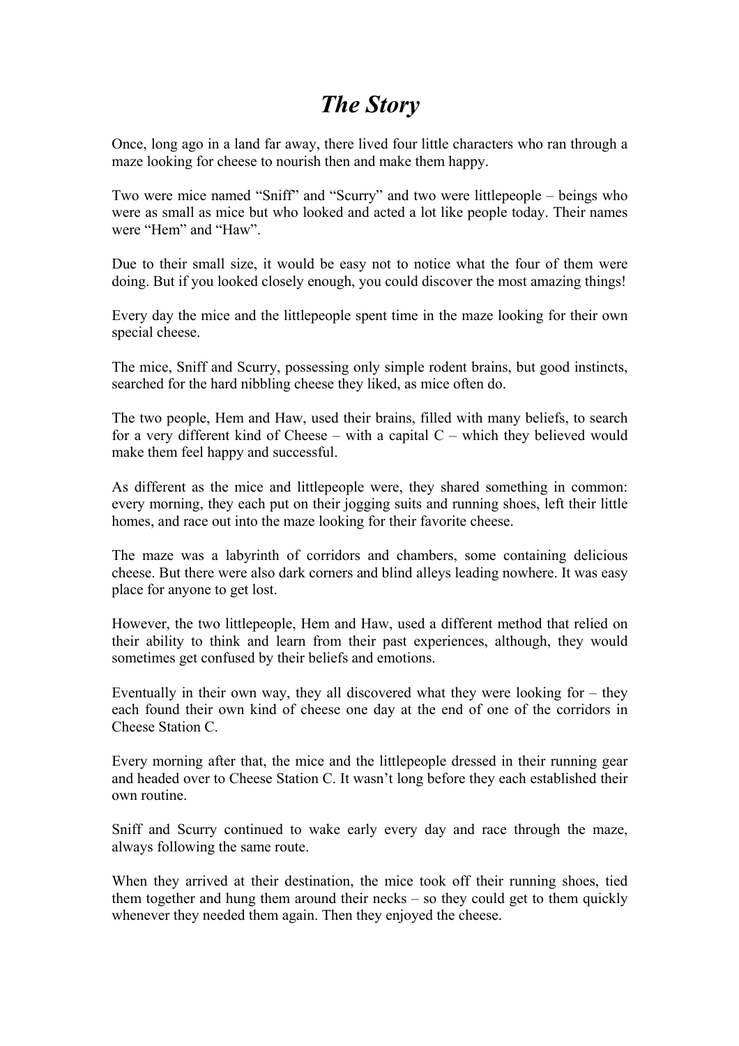# *The Story*

Once, long ago in a land far away, there lived four little characters who ran through a maze looking for cheese to nourish then and make them happy.

Two were mice named "Sniff" and "Scurry" and two were littlepeople – beings who were as small as mice but who looked and acted a lot like people today. Their names were "Hem" and "Haw".

Due to their small size, it would be easy not to notice what the four of them were doing. But if you looked closely enough, you could discover the most amazing things!

Every day the mice and the littlepeople spent time in the maze looking for their own special cheese.

The mice, Sniff and Scurry, possessing only simple rodent brains, but good instincts, searched for the hard nibbling cheese they liked, as mice often do.

The two people, Hem and Haw, used their brains, filled with many beliefs, to search for a very different kind of Cheese – with a capital C – which they believed would make them feel happy and successful.

As different as the mice and littlepeople were, they shared something in common: every morning, they each put on their jogging suits and running shoes, left their little homes, and race out into the maze looking for their favorite cheese.

The maze was a labyrinth of corridors and chambers, some containing delicious cheese. But there were also dark corners and blind alleys leading nowhere. It was easy place for anyone to get lost.

However, the two littlepeople, Hem and Haw, used a different method that relied on their ability to think and learn from their past experiences, although, they would sometimes get confused by their beliefs and emotions.

Eventually in their own way, they all discovered what they were looking for – they each found their own kind of cheese one day at the end of one of the corridors in Cheese Station C.

Every morning after that, the mice and the littlepeople dressed in their running gear and headed over to Cheese Station C. It wasn't long before they each established their own routine.

Sniff and Scurry continued to wake early every day and race through the maze, always following the same route.

When they arrived at their destination, the mice took off their running shoes, tied them together and hung them around their necks – so they could get to them quickly whenever they needed them again. Then they enjoyed the cheese.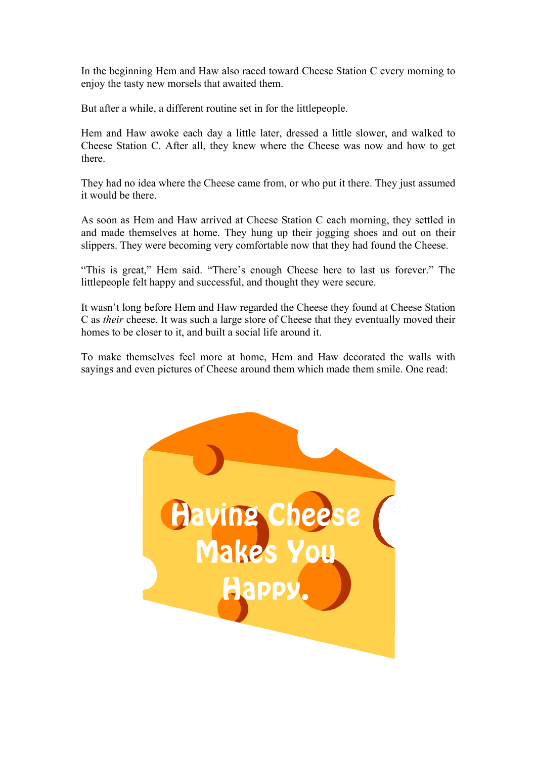In the beginning Hem and Haw also raced toward Cheese Station C every morning to enjoy the tasty new morsels that awaited them.

But after a while, a different routine set in for the littlepeople.

Hem and Haw awoke each day a little later, dressed a little slower, and walked to Cheese Station C. After all, they knew where the Cheese was now and how to get there.

They had no idea where the Cheese came from, or who put it there. They just assumed it would be there.

As soon as Hem and Haw arrived at Cheese Station C each morning, they settled in and made themselves at home. They hung up their jogging shoes and out on their slippers. They were becoming very comfortable now that they had found the Cheese.

"This is great," Hem said. "There's enough Cheese here to last us forever." The littlepeople felt happy and successful, and thought they were secure.

It wasn't long before Hem and Haw regarded the Cheese they found at Cheese Station C as *their* cheese. It was such a large store of Cheese that they eventually moved their homes to be closer to it, and built a social life around it.

To make themselves feel more at home, Hem and Haw decorated the walls with sayings and even pictures of Cheese around them which made them smile. One read:

Having Cheese Makes You Happy.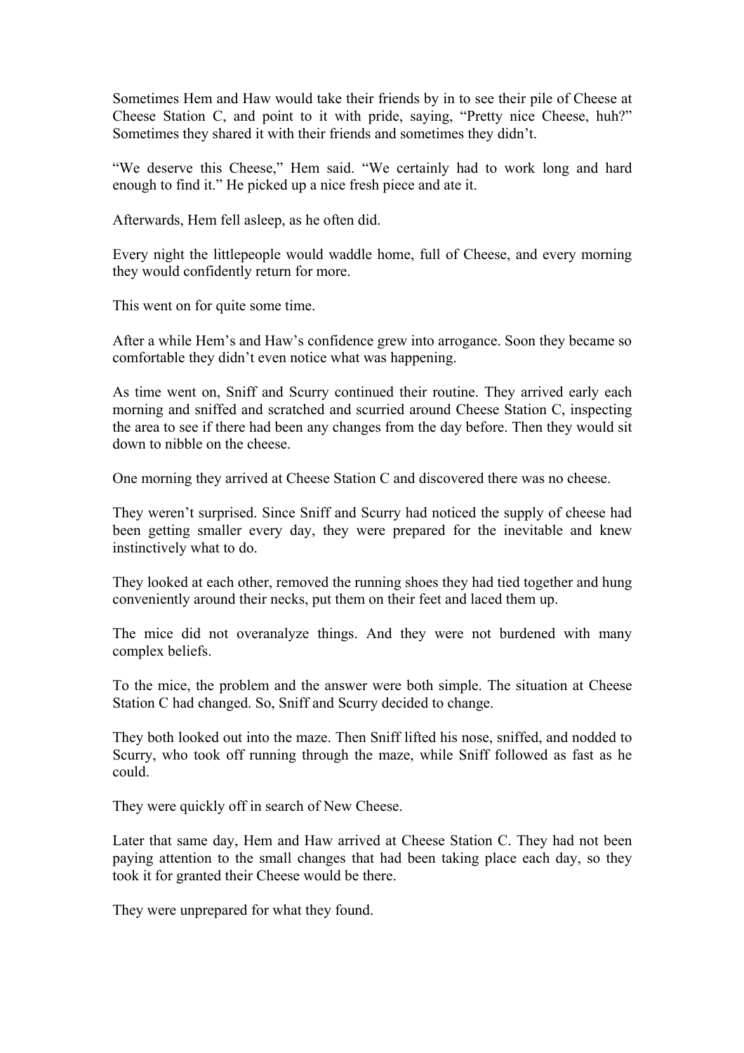Sometimes Hem and Haw would take their friends by in to see their pile of Cheese at Cheese Station C, and point to it with pride, saying, "Pretty nice Cheese, huh?" Sometimes they shared it with their friends and sometimes they didn't.

"We deserve this Cheese," Hem said. "We certainly had to work long and hard enough to find it." He picked up a nice fresh piece and ate it.

Afterwards, Hem fell asleep, as he often did.

Every night the littlepeople would waddle home, full of Cheese, and every morning they would confidently return for more.

This went on for quite some time.

After a while Hem's and Haw's confidence grew into arrogance. Soon they became so comfortable they didn't even notice what was happening.

As time went on, Sniff and Scurry continued their routine. They arrived early each morning and sniffed and scratched and scurried around Cheese Station C, inspecting the area to see if there had been any changes from the day before. Then they would sit down to nibble on the cheese.

One morning they arrived at Cheese Station C and discovered there was no cheese.

They weren't surprised. Since Sniff and Scurry had noticed the supply of cheese had been getting smaller every day, they were prepared for the inevitable and knew instinctively what to do.

They looked at each other, removed the running shoes they had tied together and hung conveniently around their necks, put them on their feet and laced them up.

The mice did not overanalyze things. And they were not burdened with many complex beliefs.

To the mice, the problem and the answer were both simple. The situation at Cheese Station C had changed. So, Sniff and Scurry decided to change.

They both looked out into the maze. Then Sniff lifted his nose, sniffed, and nodded to Scurry, who took off running through the maze, while Sniff followed as fast as he could.

They were quickly off in search of New Cheese.

Later that same day, Hem and Haw arrived at Cheese Station C. They had not been paying attention to the small changes that had been taking place each day, so they took it for granted their Cheese would be there.

They were unprepared for what they found.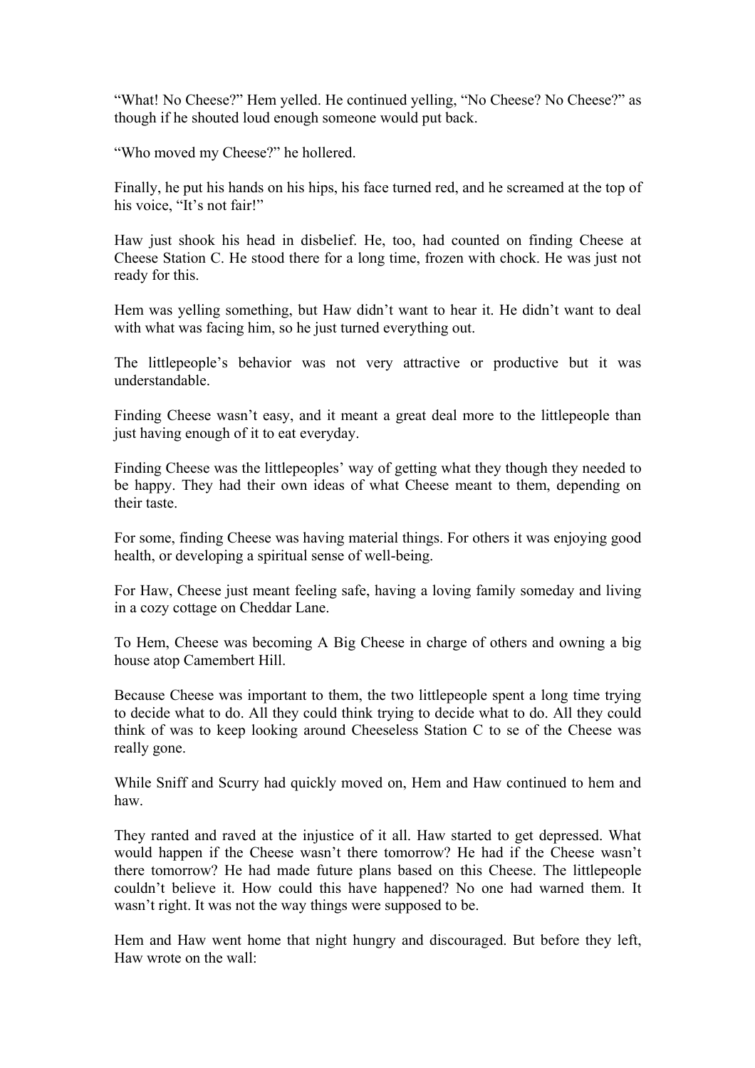"What! No Cheese?" Hem yelled. He continued yelling, "No Cheese? No Cheese?" as though if he shouted loud enough someone would put back.

"Who moved my Cheese?" he hollered.

Finally, he put his hands on his hips, his face turned red, and he screamed at the top of his voice, "It's not fair!"

Haw just shook his head in disbelief. He, too, had counted on finding Cheese at Cheese Station C. He stood there for a long time, frozen with chock. He was just not ready for this.

Hem was yelling something, but Haw didn't want to hear it. He didn't want to deal with what was facing him, so he just turned everything out.

The littlepeople's behavior was not very attractive or productive but it was understandable.

Finding Cheese wasn't easy, and it meant a great deal more to the littlepeople than just having enough of it to eat everyday.

Finding Cheese was the littlepeoples' way of getting what they though they needed to be happy. They had their own ideas of what Cheese meant to them, depending on their taste.

For some, finding Cheese was having material things. For others it was enjoying good health, or developing a spiritual sense of well-being.

For Haw, Cheese just meant feeling safe, having a loving family someday and living in a cozy cottage on Cheddar Lane.

To Hem, Cheese was becoming A Big Cheese in charge of others and owning a big house atop Camembert Hill.

Because Cheese was important to them, the two littlepeople spent a long time trying to decide what to do. All they could think trying to decide what to do. All they could think of was to keep looking around Cheeseless Station C to se of the Cheese was really gone.

While Sniff and Scurry had quickly moved on, Hem and Haw continued to hem and haw.

They ranted and raved at the injustice of it all. Haw started to get depressed. What would happen if the Cheese wasn't there tomorrow? He had if the Cheese wasn't there tomorrow? He had made future plans based on this Cheese. The littlepeople couldn't believe it. How could this have happened? No one had warned them. It wasn't right. It was not the way things were supposed to be.

Hem and Haw went home that night hungry and discouraged. But before they left, Haw wrote on the wall: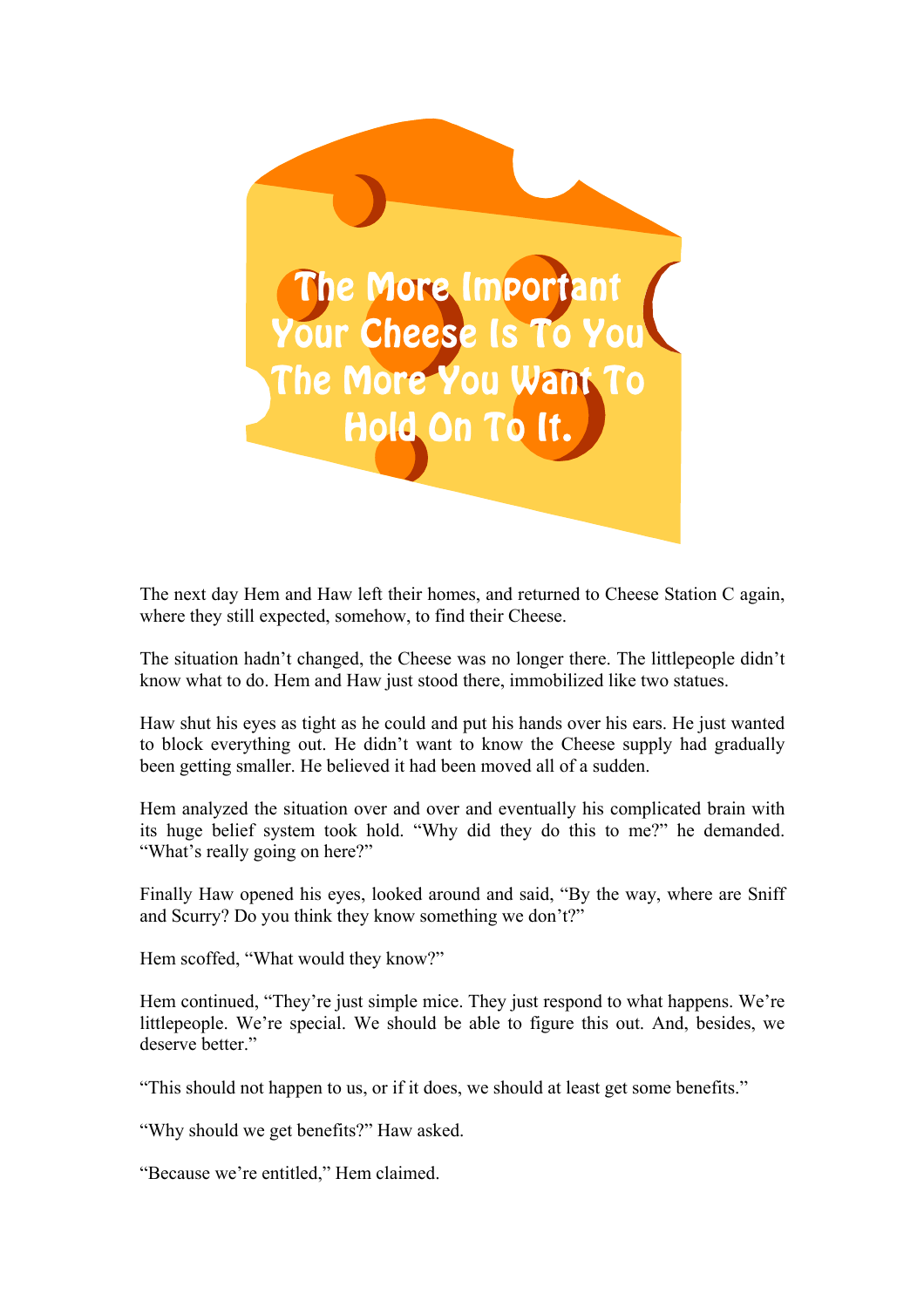**The More Important Your Cheese Is To You The More You Want To Hold On To It.**

The next day Hem and Haw left their homes, and returned to Cheese Station C again, where they still expected, somehow, to find their Cheese.

The situation hadn't changed, the Cheese was no longer there. The littlepeople didn't know what to do. Hem and Haw just stood there, immobilized like two statues.

Haw shut his eyes as tight as he could and put his hands over his ears. He just wanted to block everything out. He didn't want to know the Cheese supply had gradually been getting smaller. He believed it had been moved all of a sudden.

Hem analyzed the situation over and over and eventually his complicated brain with its huge belief system took hold. "Why did they do this to me?" he demanded. "What's really going on here?"

Finally Haw opened his eyes, looked around and said, "By the way, where are Sniff and Scurry? Do you think they know something we don't?"

Hem scoffed, "What would they know?"

Hem continued, "They're just simple mice. They just respond to what happens. We're littlepeople. We're special. We should be able to figure this out. And, besides, we deserve better."

"This should not happen to us, or if it does, we should at least get some benefits."

"Why should we get benefits?" Haw asked.

"Because we're entitled," Hem claimed.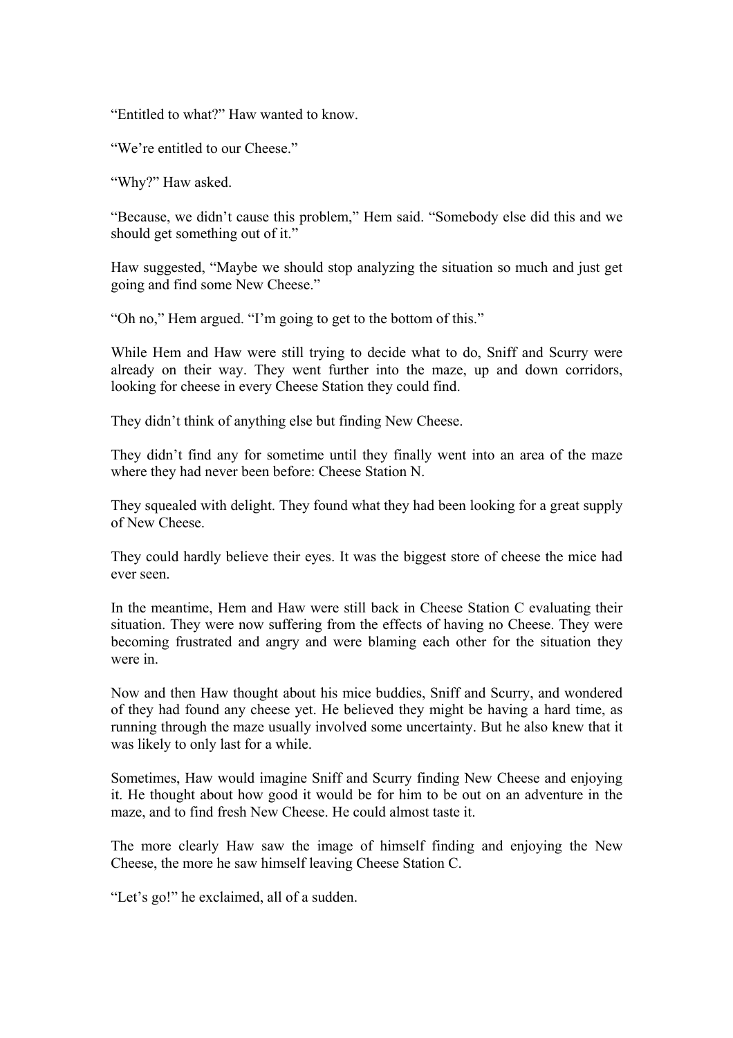"Entitled to what?" Haw wanted to know.

"We're entitled to our Cheese."

"Why?" Haw asked.

"Because, we didn't cause this problem," Hem said. "Somebody else did this and we should get something out of it."

Haw suggested, "Maybe we should stop analyzing the situation so much and just get going and find some New Cheese."

"Oh no," Hem argued. "I'm going to get to the bottom of this."

While Hem and Haw were still trying to decide what to do, Sniff and Scurry were already on their way. They went further into the maze, up and down corridors, looking for cheese in every Cheese Station they could find.

They didn't think of anything else but finding New Cheese.

They didn't find any for sometime until they finally went into an area of the maze where they had never been before: Cheese Station N.

They squealed with delight. They found what they had been looking for a great supply of New Cheese.

They could hardly believe their eyes. It was the biggest store of cheese the mice had ever seen.

In the meantime, Hem and Haw were still back in Cheese Station C evaluating their situation. They were now suffering from the effects of having no Cheese. They were becoming frustrated and angry and were blaming each other for the situation they were in.

Now and then Haw thought about his mice buddies, Sniff and Scurry, and wondered of they had found any cheese yet. He believed they might be having a hard time, as running through the maze usually involved some uncertainty. But he also knew that it was likely to only last for a while.

Sometimes, Haw would imagine Sniff and Scurry finding New Cheese and enjoying it. He thought about how good it would be for him to be out on an adventure in the maze, and to find fresh New Cheese. He could almost taste it.

The more clearly Haw saw the image of himself finding and enjoying the New Cheese, the more he saw himself leaving Cheese Station C.

"Let's go!" he exclaimed, all of a sudden.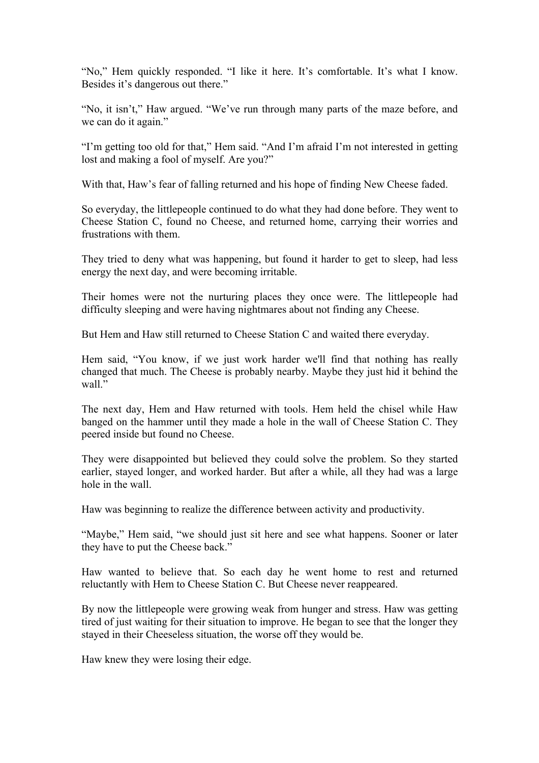"No," Hem quickly responded. "I like it here. It's comfortable. It's what I know. Besides it's dangerous out there."

"No, it isn't," Haw argued. "We've run through many parts of the maze before, and we can do it again."

"I'm getting too old for that," Hem said. "And I'm afraid I'm not interested in getting lost and making a fool of myself. Are you?"

With that, Haw's fear of falling returned and his hope of finding New Cheese faded.

So everyday, the littlepeople continued to do what they had done before. They went to Cheese Station C, found no Cheese, and returned home, carrying their worries and frustrations with them.

They tried to deny what was happening, but found it harder to get to sleep, had less energy the next day, and were becoming irritable.

Their homes were not the nurturing places they once were. The littlepeople had difficulty sleeping and were having nightmares about not finding any Cheese.

But Hem and Haw still returned to Cheese Station C and waited there everyday.

Hem said, "You know, if we just work harder we'll find that nothing has really changed that much. The Cheese is probably nearby. Maybe they just hid it behind the wall."

The next day, Hem and Haw returned with tools. Hem held the chisel while Haw banged on the hammer until they made a hole in the wall of Cheese Station C. They peered inside but found no Cheese.

They were disappointed but believed they could solve the problem. So they started earlier, stayed longer, and worked harder. But after a while, all they had was a large hole in the wall.

Haw was beginning to realize the difference between activity and productivity.

"Maybe," Hem said, "we should just sit here and see what happens. Sooner or later they have to put the Cheese back."

Haw wanted to believe that. So each day he went home to rest and returned reluctantly with Hem to Cheese Station C. But Cheese never reappeared.

By now the littlepeople were growing weak from hunger and stress. Haw was getting tired of just waiting for their situation to improve. He began to see that the longer they stayed in their Cheeseless situation, the worse off they would be.

Haw knew they were losing their edge.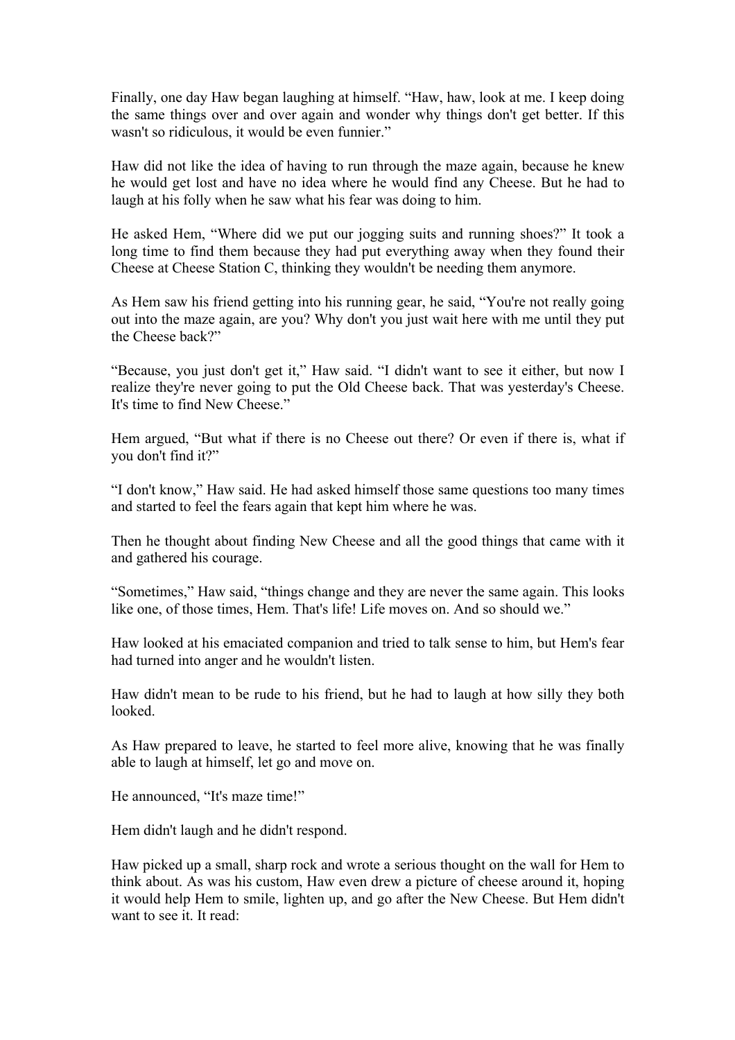Finally, one day Haw began laughing at himself. “Haw, haw, look at me. I keep doing the same things over and over again and wonder why things don't get better. If this wasn't so ridiculous, it would be even funnier.”

Haw did not like the idea of having to run through the maze again, because he knew he would get lost and have no idea where he would find any Cheese. But he had to laugh at his folly when he saw what his fear was doing to him.

He asked Hem, “Where did we put our jogging suits and running shoes?” It took a long time to find them because they had put everything away when they found their Cheese at Cheese Station C, thinking they wouldn't be needing them anymore.

As Hem saw his friend getting into his running gear, he said, “You're not really going out into the maze again, are you? Why don't you just wait here with me until they put the Cheese back?”

“Because, you just don't get it,” Haw said. “I didn't want to see it either, but now I realize they're never going to put the Old Cheese back. That was yesterday's Cheese. It's time to find New Cheese.”

Hem argued, “But what if there is no Cheese out there? Or even if there is, what if you don't find it?”

“I don't know,” Haw said. He had asked himself those same questions too many times and started to feel the fears again that kept him where he was.

Then he thought about finding New Cheese and all the good things that came with it and gathered his courage.

“Sometimes,” Haw said, “things change and they are never the same again. This looks like one, of those times, Hem. That's life! Life moves on. And so should we.”

Haw looked at his emaciated companion and tried to talk sense to him, but Hem's fear had turned into anger and he wouldn't listen.

Haw didn't mean to be rude to his friend, but he had to laugh at how silly they both looked.

As Haw prepared to leave, he started to feel more alive, knowing that he was finally able to laugh at himself, let go and move on.

He announced, “It's maze time!”

Hem didn't laugh and he didn't respond.

Haw picked up a small, sharp rock and wrote a serious thought on the wall for Hem to think about. As was his custom, Haw even drew a picture of cheese around it, hoping it would help Hem to smile, lighten up, and go after the New Cheese. But Hem didn't want to see it. It read: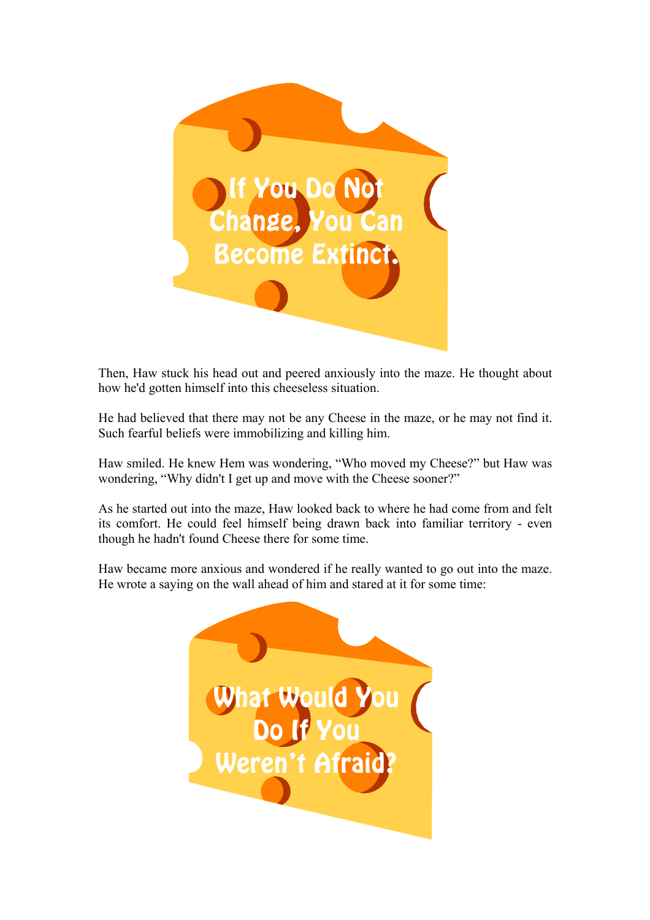**If You Do Not Change, You Can Become Extinct.**

Then, Haw stuck his head out and peered anxiously into the maze. He thought about how he'd gotten himself into this cheeseless situation.

He had believed that there may not be any Cheese in the maze, or he may not find it. Such fearful beliefs were immobilizing and killing him.

Haw smiled. He knew Hem was wondering, “Who moved my Cheese?” but Haw was wondering, “Why didn't I get up and move with the Cheese sooner?”

As he started out into the maze, Haw looked back to where he had come from and felt its comfort. He could feel himself being drawn back into familiar territory - even though he hadn't found Cheese there for some time.

Haw became more anxious and wondered if he really wanted to go out into the maze. He wrote a saying on the wall ahead of him and stared at it for some time:

**What Would You Do If You Weren’t Afraid?**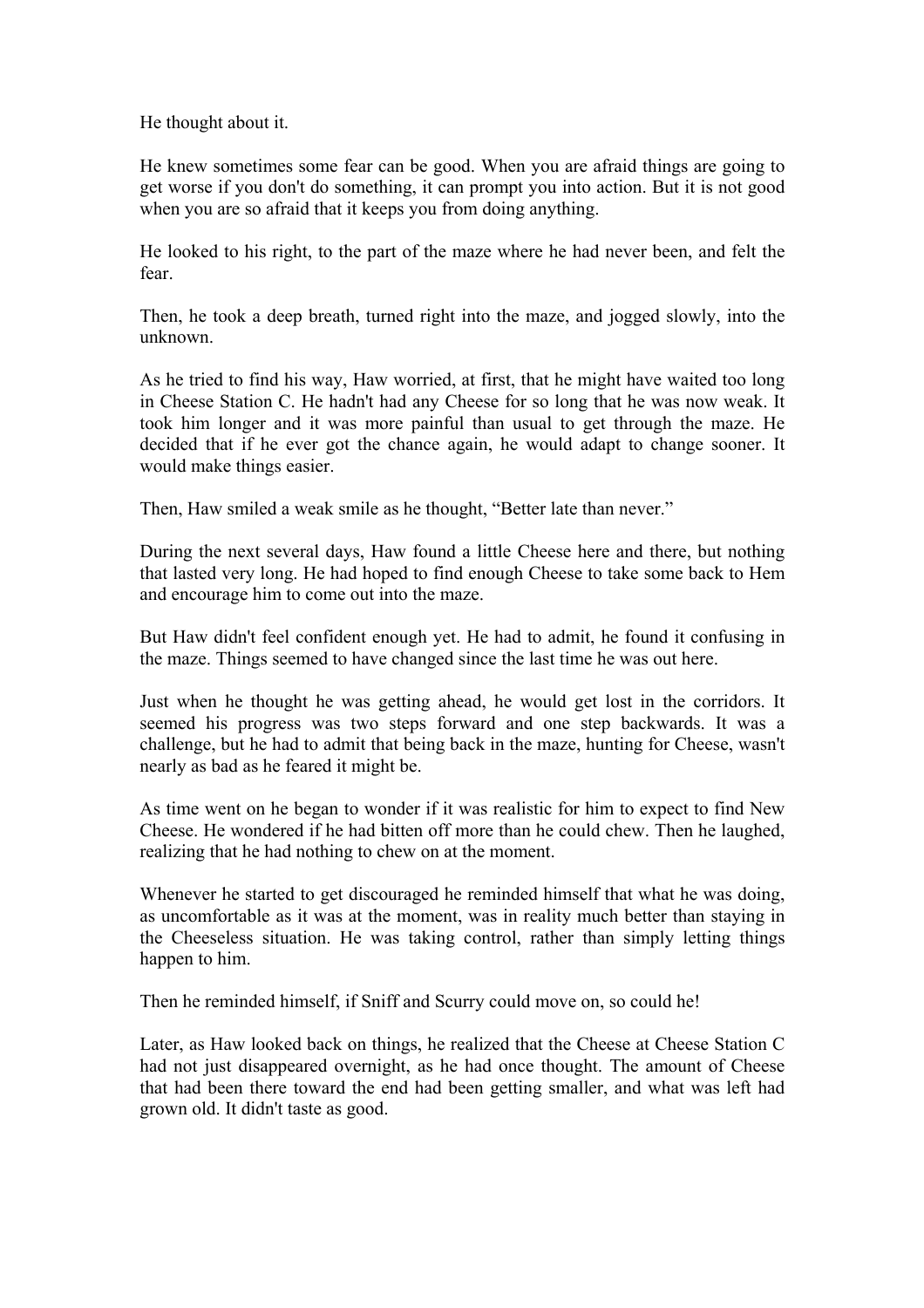He thought about it.

He knew sometimes some fear can be good. When you are afraid things are going to get worse if you don't do something, it can prompt you into action. But it is not good when you are so afraid that it keeps you from doing anything.

He looked to his right, to the part of the maze where he had never been, and felt the fear.

Then, he took a deep breath, turned right into the maze, and jogged slowly, into the unknown.

As he tried to find his way, Haw worried, at first, that he might have waited too long in Cheese Station C. He hadn't had any Cheese for so long that he was now weak. It took him longer and it was more painful than usual to get through the maze. He decided that if he ever got the chance again, he would adapt to change sooner. It would make things easier.

Then, Haw smiled a weak smile as he thought, “Better late than never.”

During the next several days, Haw found a little Cheese here and there, but nothing that lasted very long. He had hoped to find enough Cheese to take some back to Hem and encourage him to come out into the maze.

But Haw didn't feel confident enough yet. He had to admit, he found it confusing in the maze. Things seemed to have changed since the last time he was out here.

Just when he thought he was getting ahead, he would get lost in the corridors. It seemed his progress was two steps forward and one step backwards. It was a challenge, but he had to admit that being back in the maze, hunting for Cheese, wasn't nearly as bad as he feared it might be.

As time went on he began to wonder if it was realistic for him to expect to find New Cheese. He wondered if he had bitten off more than he could chew. Then he laughed, realizing that he had nothing to chew on at the moment.

Whenever he started to get discouraged he reminded himself that what he was doing, as uncomfortable as it was at the moment, was in reality much better than staying in the Cheeseless situation. He was taking control, rather than simply letting things happen to him.

Then he reminded himself, if Sniff and Scurry could move on, so could he!

Later, as Haw looked back on things, he realized that the Cheese at Cheese Station C had not just disappeared overnight, as he had once thought. The amount of Cheese that had been there toward the end had been getting smaller, and what was left had grown old. It didn't taste as good.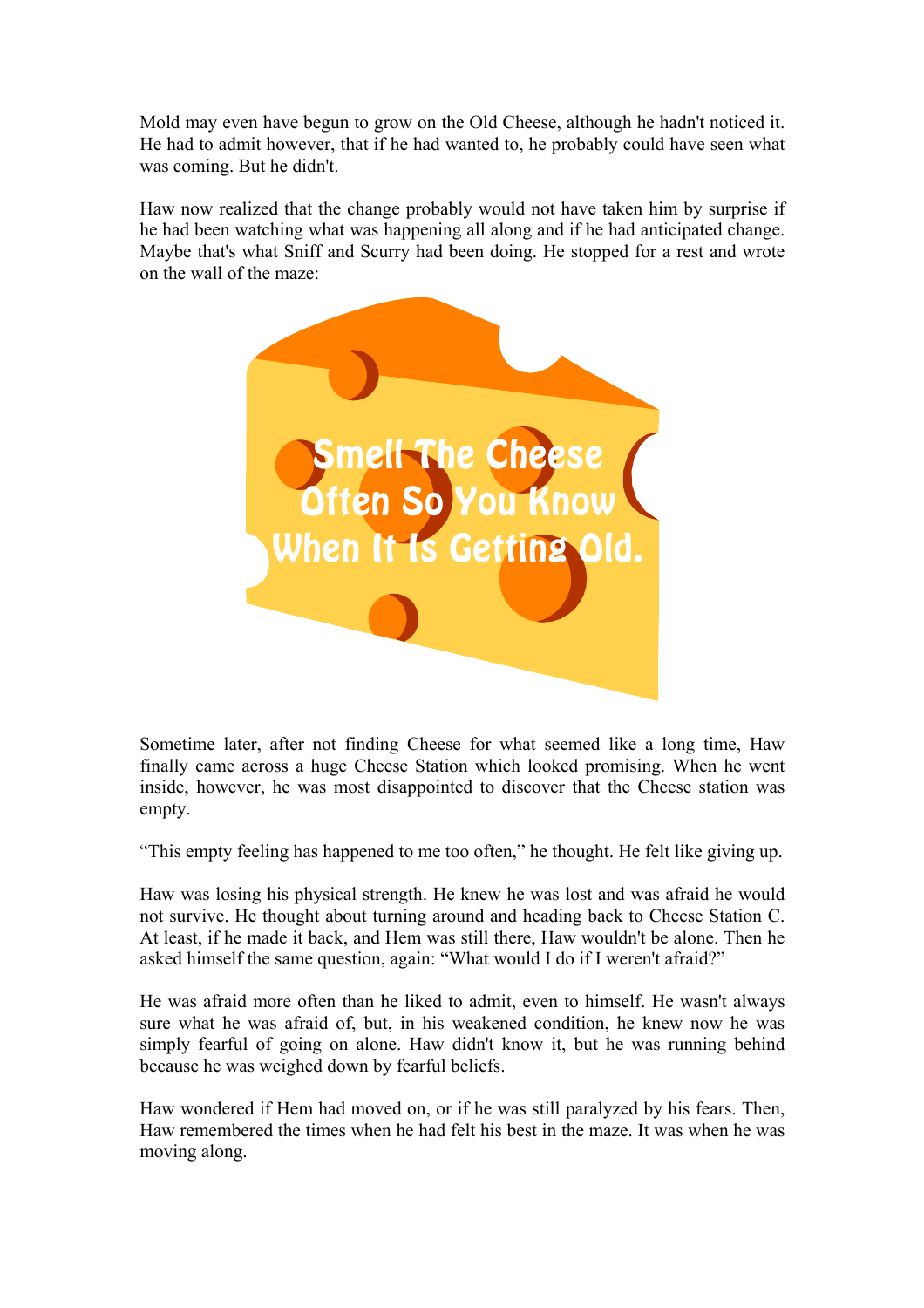Mold may even have begun to grow on the Old Cheese, although he hadn't noticed it. He had to admit however, that if he had wanted to, he probably could have seen what was coming. But he didn't.

Haw now realized that the change probably would not have taken him by surprise if he had been watching what was happening all along and if he had anticipated change. Maybe that's what Sniff and Scurry had been doing. He stopped for a rest and wrote on the wall of the maze:

**Smell The Cheese Often So You Know When It Is Getting Old.**

Sometime later, after not finding Cheese for what seemed like a long time, Haw finally came across a huge Cheese Station which looked promising. When he went inside, however, he was most disappointed to discover that the Cheese station was empty.

"This empty feeling has happened to me too often," he thought. He felt like giving up.

Haw was losing his physical strength. He knew he was lost and was afraid he would not survive. He thought about turning around and heading back to Cheese Station C. At least, if he made it back, and Hem was still there, Haw wouldn't be alone. Then he asked himself the same question, again: "What would I do if I weren't afraid?"

He was afraid more often than he liked to admit, even to himself. He wasn't always sure what he was afraid of, but, in his weakened condition, he knew now he was simply fearful of going on alone. Haw didn't know it, but he was running behind because he was weighed down by fearful beliefs.

Haw wondered if Hem had moved on, or if he was still paralyzed by his fears. Then, Haw remembered the times when he had felt his best in the maze. It was when he was moving along.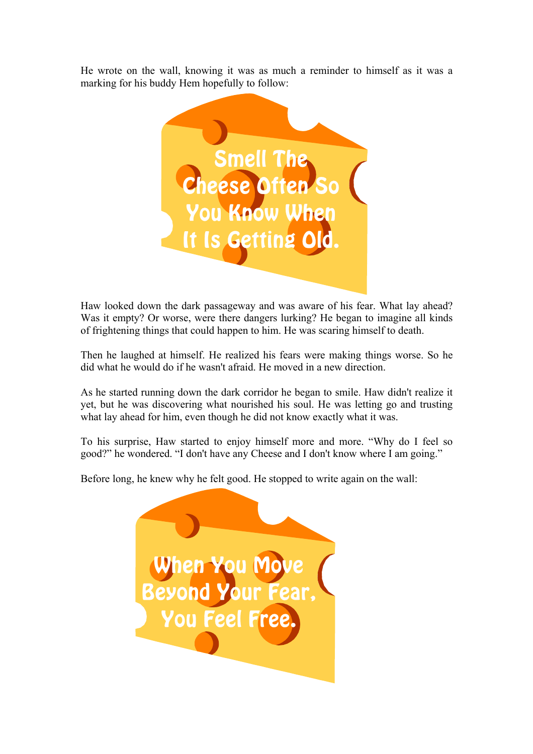He wrote on the wall, knowing it was as much a reminder to himself as it was a marking for his buddy Hem hopefully to follow:

**Smell The Cheese Often So You Know When It Is Getting Old.**

Haw looked down the dark passageway and was aware of his fear. What lay ahead? Was it empty? Or worse, were there dangers lurking? He began to imagine all kinds of frightening things that could happen to him. He was scaring himself to death.

Then he laughed at himself. He realized his fears were making things worse. So he did what he would do if he wasn't afraid. He moved in a new direction.

As he started running down the dark corridor he began to smile. Haw didn't realize it yet, but he was discovering what nourished his soul. He was letting go and trusting what lay ahead for him, even though he did not know exactly what it was.

To his surprise, Haw started to enjoy himself more and more. "Why do I feel so good?" he wondered. "I don't have any Cheese and I don't know where I am going."

Before long, he knew why he felt good. He stopped to write again on the wall:

**When You Move Beyond Your Fear, You Feel Free.**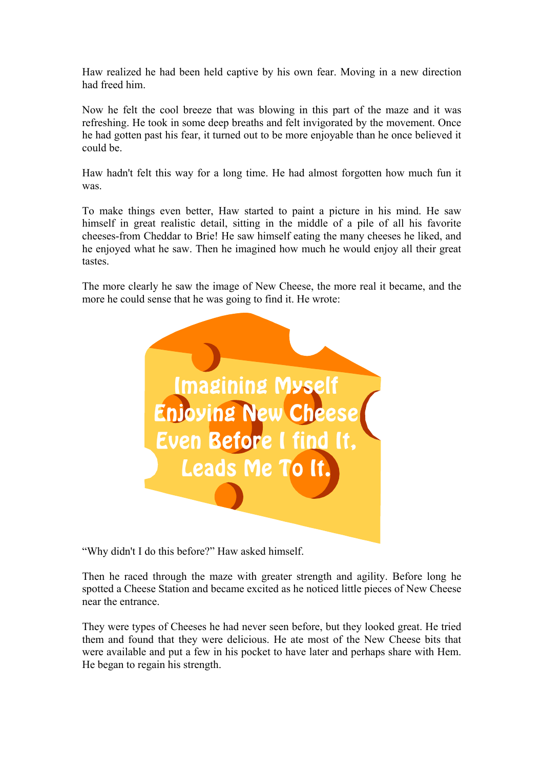Haw realized he had been held captive by his own fear. Moving in a new direction had freed him.

Now he felt the cool breeze that was blowing in this part of the maze and it was refreshing. He took in some deep breaths and felt invigorated by the movement. Once he had gotten past his fear, it turned out to be more enjoyable than he once believed it could be.

Haw hadn't felt this way for a long time. He had almost forgotten how much fun it was.

To make things even better, Haw started to paint a picture in his mind. He saw himself in great realistic detail, sitting in the middle of a pile of all his favorite cheeses-from Cheddar to Brie! He saw himself eating the many cheeses he liked, and he enjoyed what he saw. Then he imagined how much he would enjoy all their great tastes.

The more clearly he saw the image of New Cheese, the more real it became, and the more he could sense that he was going to find it. He wrote:

**Imagining Myself Enjoying New Cheese Even Before I find It, Leads Me To It.**

"Why didn't I do this before?" Haw asked himself.

Then he raced through the maze with greater strength and agility. Before long he spotted a Cheese Station and became excited as he noticed little pieces of New Cheese near the entrance.

They were types of Cheeses he had never seen before, but they looked great. He tried them and found that they were delicious. He ate most of the New Cheese bits that were available and put a few in his pocket to have later and perhaps share with Hem. He began to regain his strength.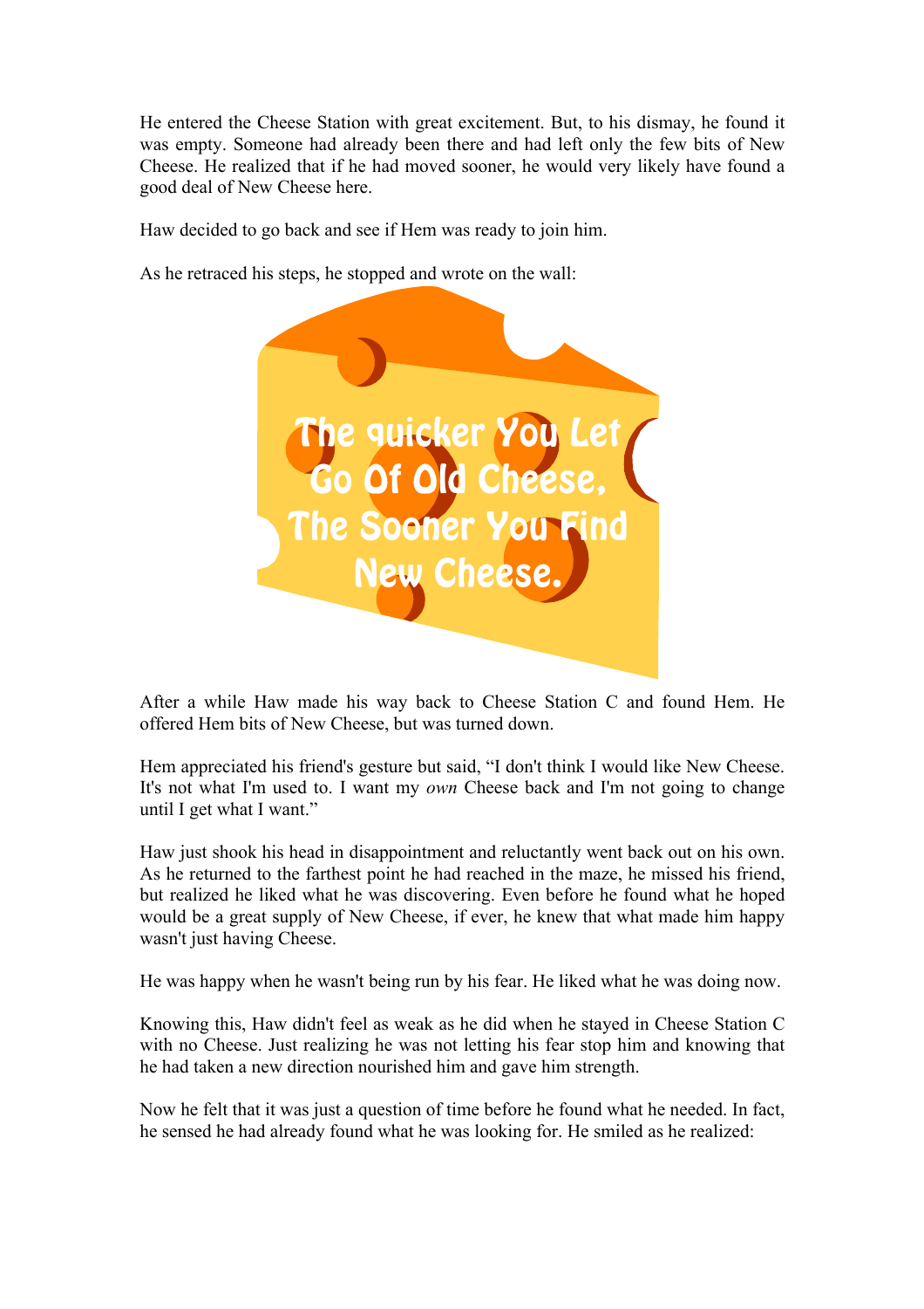He entered the Cheese Station with great excitement. But, to his dismay, he found it was empty. Someone had already been there and had left only the few bits of New Cheese. He realized that if he had moved sooner, he would very likely have found a good deal of New Cheese here.

Haw decided to go back and see if Hem was ready to join him.

As he retraced his steps, he stopped and wrote on the wall:

The quicker You Let Go Of Old Cheese, The Sooner You Find New Cheese.

After a while Haw made his way back to Cheese Station C and found Hem. He offered Hem bits of New Cheese, but was turned down.

Hem appreciated his friend's gesture but said, “I don't think I would like New Cheese. It's not what I'm used to. I want my *own* Cheese back and I'm not going to change until I get what I want.”

Haw just shook his head in disappointment and reluctantly went back out on his own. As he returned to the farthest point he had reached in the maze, he missed his friend, but realized he liked what he was discovering. Even before he found what he hoped would be a great supply of New Cheese, if ever, he knew that what made him happy wasn't just having Cheese.

He was happy when he wasn't being run by his fear. He liked what he was doing now.

Knowing this, Haw didn't feel as weak as he did when he stayed in Cheese Station C with no Cheese. Just realizing he was not letting his fear stop him and knowing that he had taken a new direction nourished him and gave him strength.

Now he felt that it was just a question of time before he found what he needed. In fact, he sensed he had already found what he was looking for. He smiled as he realized: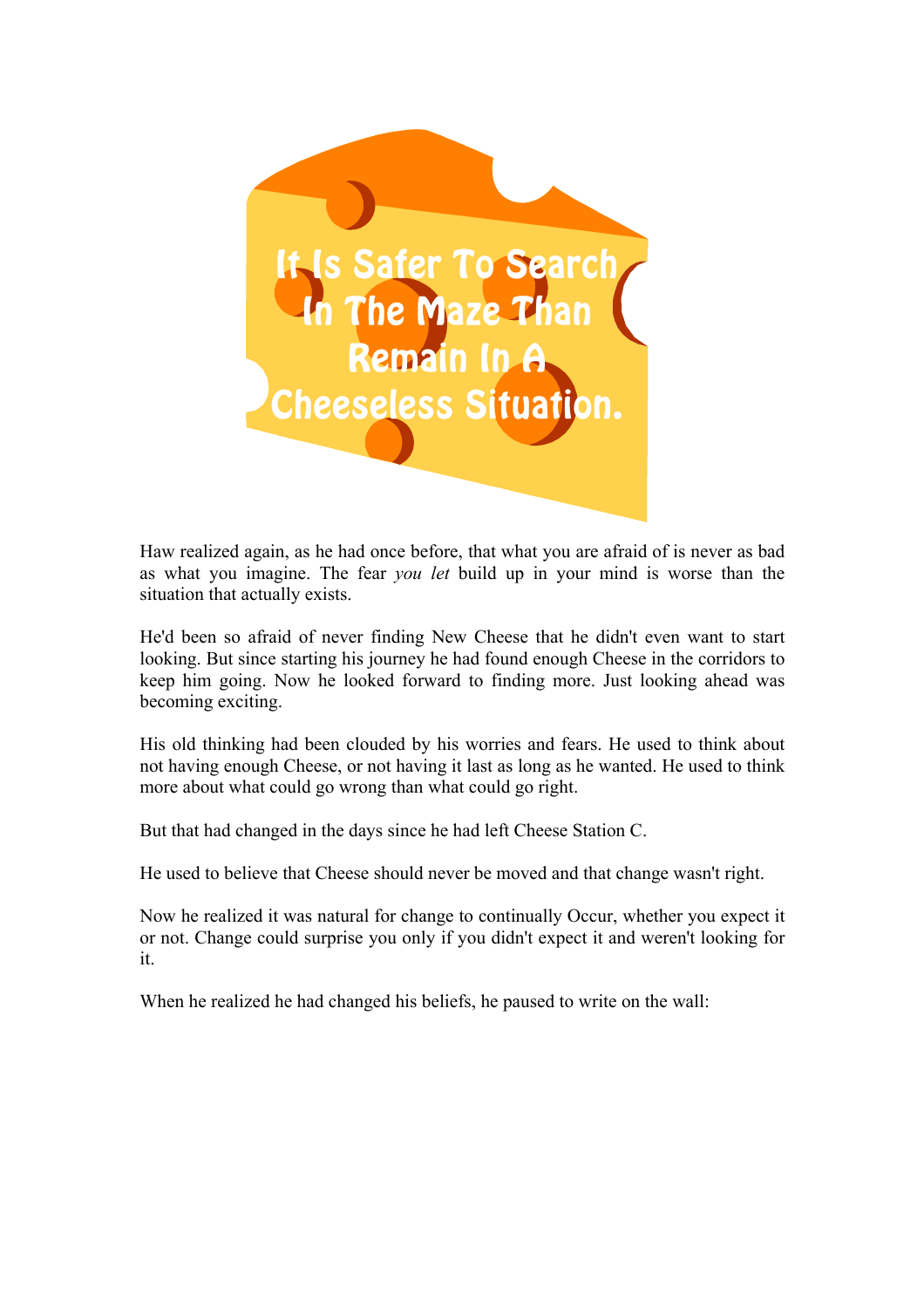**It Is Safer To Search In The Maze Than Remain In A Cheeseless Situation.**

Haw realized again, as he had once before, that what you are afraid of is never as bad as what you imagine. The fear *you let* build up in your mind is worse than the situation that actually exists.

He'd been so afraid of never finding New Cheese that he didn't even want to start looking. But since starting his journey he had found enough Cheese in the corridors to keep him going. Now he looked forward to finding more. Just looking ahead was becoming exciting.

His old thinking had been clouded by his worries and fears. He used to think about not having enough Cheese, or not having it last as long as he wanted. He used to think more about what could go wrong than what could go right.

But that had changed in the days since he had left Cheese Station C.

He used to believe that Cheese should never be moved and that change wasn't right.

Now he realized it was natural for change to continually Occur, whether you expect it or not. Change could surprise you only if you didn't expect it and weren't looking for it.

When he realized he had changed his beliefs, he paused to write on the wall: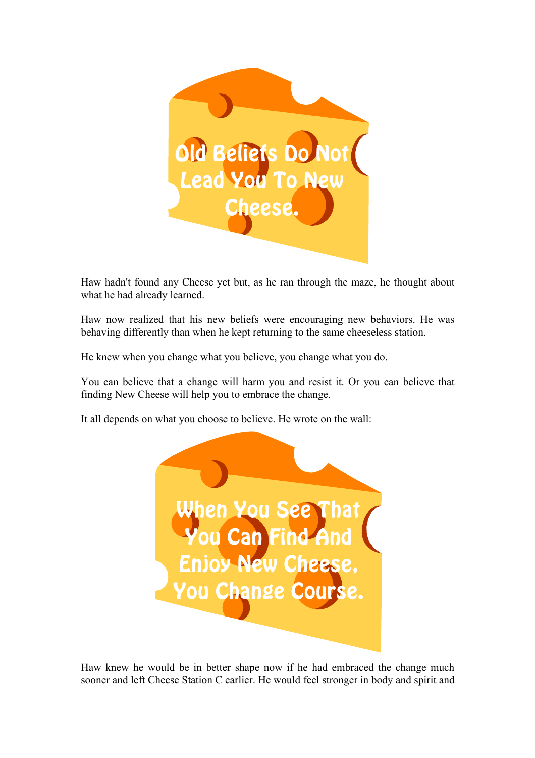**Old Beliefs Do Not Lead You To New Cheese.**

Haw hadn't found any Cheese yet but, as he ran through the maze, he thought about what he had already learned.

Haw now realized that his new beliefs were encouraging new behaviors. He was behaving differently than when he kept returning to the same cheeseless station.

He knew when you change what you believe, you change what you do.

You can believe that a change will harm you and resist it. Or you can believe that finding New Cheese will help you to embrace the change.

It all depends on what you choose to believe. He wrote on the wall:

**When You See That You Can Find And Enjoy New Cheese, You Change Course.**

Haw knew he would be in better shape now if he had embraced the change much sooner and left Cheese Station C earlier. He would feel stronger in body and spirit and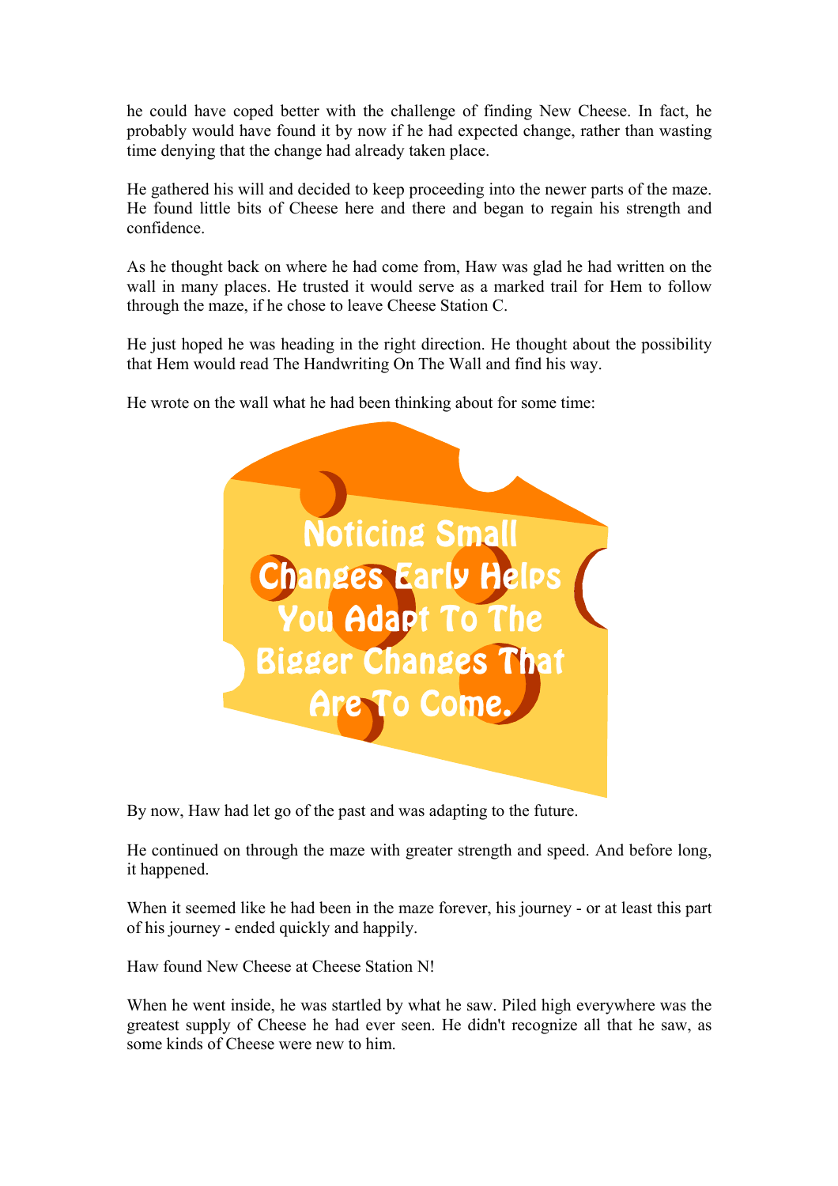he could have coped better with the challenge of finding New Cheese. In fact, he probably would have found it by now if he had expected change, rather than wasting time denying that the change had already taken place.

He gathered his will and decided to keep proceeding into the newer parts of the maze. He found little bits of Cheese here and there and began to regain his strength and confidence.

As he thought back on where he had come from, Haw was glad he had written on the wall in many places. He trusted it would serve as a marked trail for Hem to follow through the maze, if he chose to leave Cheese Station C.

He just hoped he was heading in the right direction. He thought about the possibility that Hem would read The Handwriting On The Wall and find his way.

He wrote on the wall what he had been thinking about for some time:

**Noticing Small Changes Early Helps You Adapt To The Bigger Changes That Are To Come.**

By now, Haw had let go of the past and was adapting to the future.

He continued on through the maze with greater strength and speed. And before long, it happened.

When it seemed like he had been in the maze forever, his journey - or at least this part of his journey - ended quickly and happily.

Haw found New Cheese at Cheese Station N!

When he went inside, he was startled by what he saw. Piled high everywhere was the greatest supply of Cheese he had ever seen. He didn't recognize all that he saw, as some kinds of Cheese were new to him.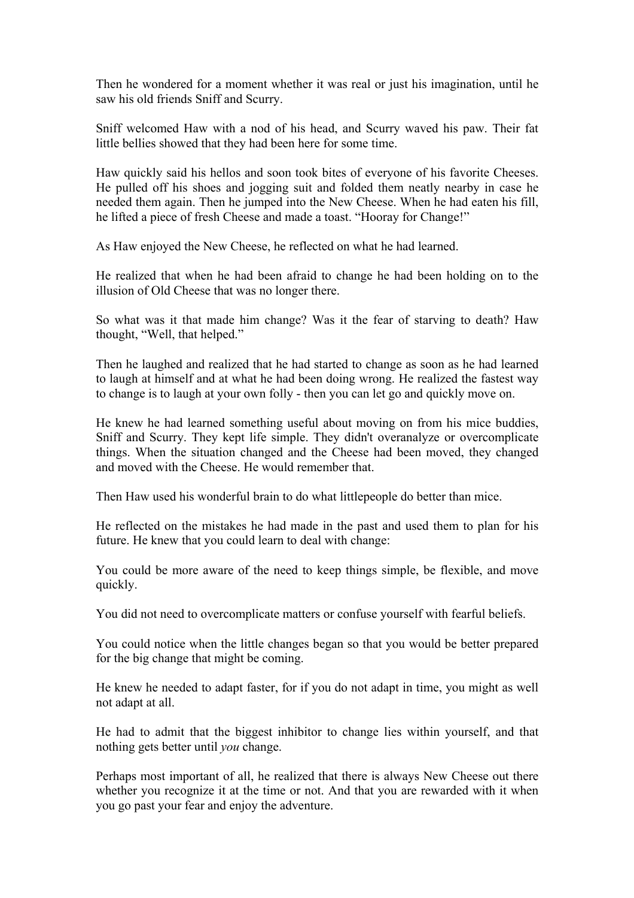Then he wondered for a moment whether it was real or just his imagination, until he saw his old friends Sniff and Scurry.

Sniff welcomed Haw with a nod of his head, and Scurry waved his paw. Their fat little bellies showed that they had been here for some time.

Haw quickly said his hellos and soon took bites of everyone of his favorite Cheeses. He pulled off his shoes and jogging suit and folded them neatly nearby in case he needed them again. Then he jumped into the New Cheese. When he had eaten his fill, he lifted a piece of fresh Cheese and made a toast. "Hooray for Change!"

As Haw enjoyed the New Cheese, he reflected on what he had learned.

He realized that when he had been afraid to change he had been holding on to the illusion of Old Cheese that was no longer there.

So what was it that made him change? Was it the fear of starving to death? Haw thought, "Well, that helped."

Then he laughed and realized that he had started to change as soon as he had learned to laugh at himself and at what he had been doing wrong. He realized the fastest way to change is to laugh at your own folly - then you can let go and quickly move on.

He knew he had learned something useful about moving on from his mice buddies, Sniff and Scurry. They kept life simple. They didn't overanalyze or overcomplicate things. When the situation changed and the Cheese had been moved, they changed and moved with the Cheese. He would remember that.

Then Haw used his wonderful brain to do what littlepeople do better than mice.

He reflected on the mistakes he had made in the past and used them to plan for his future. He knew that you could learn to deal with change:

You could be more aware of the need to keep things simple, be flexible, and move quickly.

You did not need to overcomplicate matters or confuse yourself with fearful beliefs.

You could notice when the little changes began so that you would be better prepared for the big change that might be coming.

He knew he needed to adapt faster, for if you do not adapt in time, you might as well not adapt at all.

He had to admit that the biggest inhibitor to change lies within yourself, and that nothing gets better until *you* change.

Perhaps most important of all, he realized that there is always New Cheese out there whether you recognize it at the time or not. And that you are rewarded with it when you go past your fear and enjoy the adventure.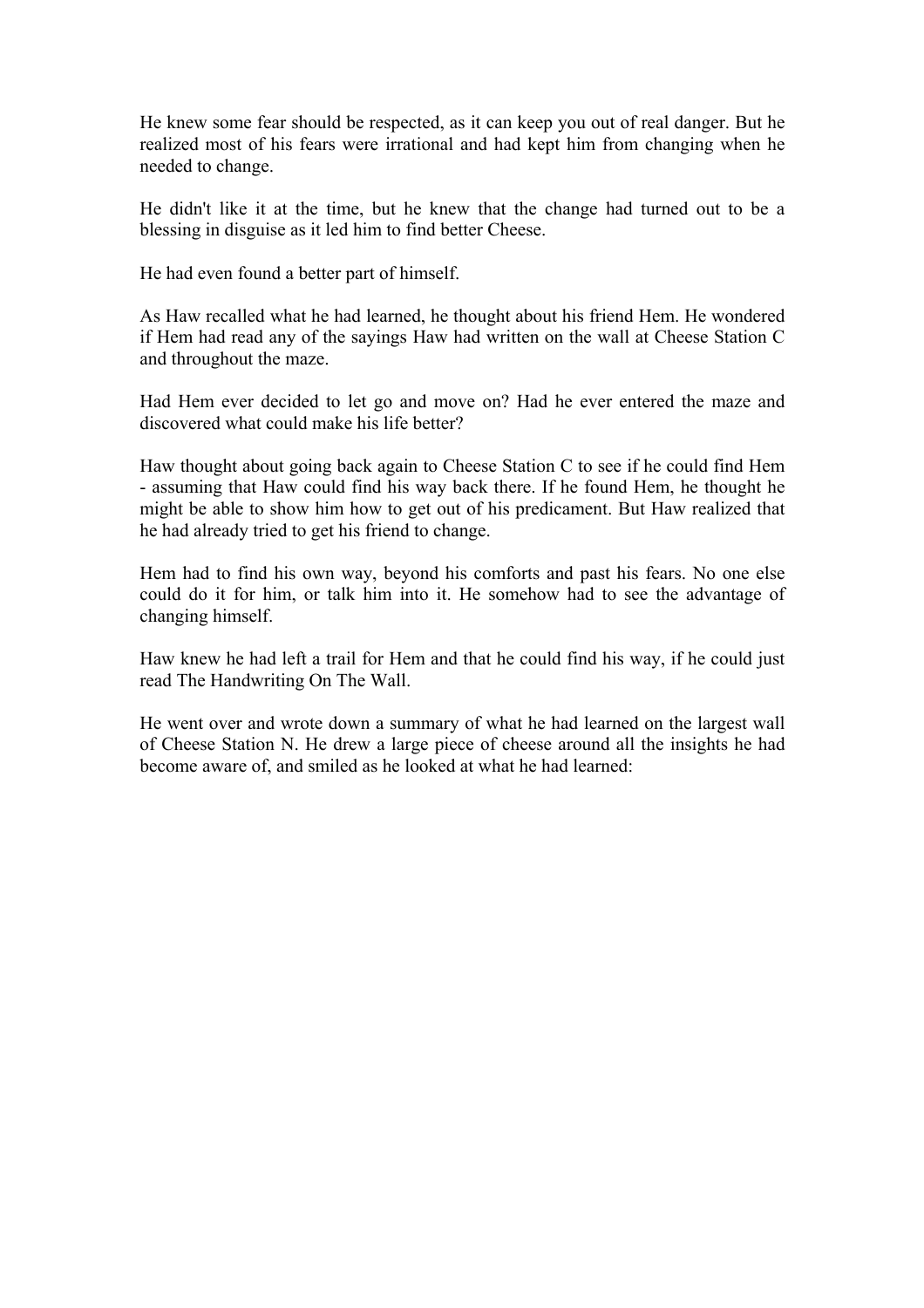He knew some fear should be respected, as it can keep you out of real danger. But he realized most of his fears were irrational and had kept him from changing when he needed to change.

He didn't like it at the time, but he knew that the change had turned out to be a blessing in disguise as it led him to find better Cheese.

He had even found a better part of himself.

As Haw recalled what he had learned, he thought about his friend Hem. He wondered if Hem had read any of the sayings Haw had written on the wall at Cheese Station C and throughout the maze.

Had Hem ever decided to let go and move on? Had he ever entered the maze and discovered what could make his life better?

Haw thought about going back again to Cheese Station C to see if he could find Hem - assuming that Haw could find his way back there. If he found Hem, he thought he might be able to show him how to get out of his predicament. But Haw realized that he had already tried to get his friend to change.

Hem had to find his own way, beyond his comforts and past his fears. No one else could do it for him, or talk him into it. He somehow had to see the advantage of changing himself.

Haw knew he had left a trail for Hem and that he could find his way, if he could just read The Handwriting On The Wall.

He went over and wrote down a summary of what he had learned on the largest wall of Cheese Station N. He drew a large piece of cheese around all the insights he had become aware of, and smiled as he looked at what he had learned: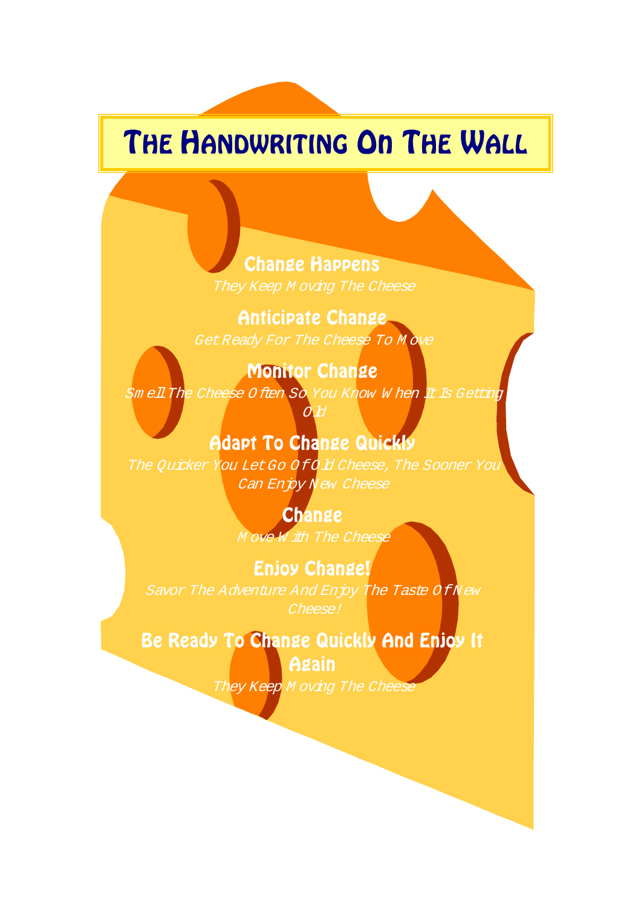# The Handwriting On The Wall

## Change Happens

*They Keep Moving The Cheese*

## Anticipate Change

*Get Ready For The Cheese To Move*

## Monitor Change

*Smell The Cheese Often So You Know When It Is Getting Old*

## Adapt To Change Quickly

*The Quicker You Let Go Of Old Cheese, The Sooner You Can Enjoy New Cheese*

## Change

*Move With The Cheese*

## Enjoy Change!

*Savor The Adventure And Enjoy The Taste Of New Cheese!*

## Be Ready To Change Quickly And Enjoy It Again

*They Keep Moving The Cheese*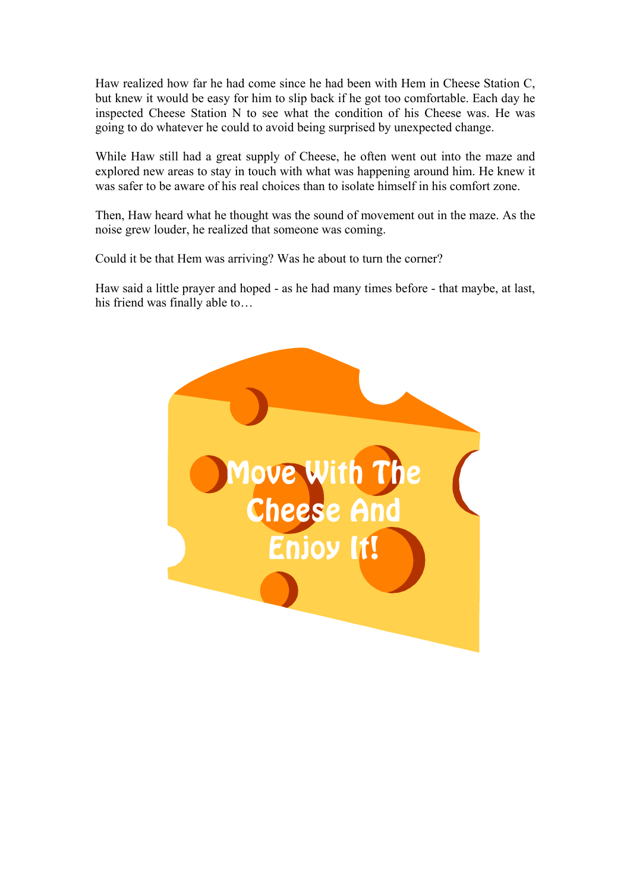Haw realized how far he had come since he had been with Hem in Cheese Station C, but knew it would be easy for him to slip back if he got too comfortable. Each day he inspected Cheese Station N to see what the condition of his Cheese was. He was going to do whatever he could to avoid being surprised by unexpected change.

While Haw still had a great supply of Cheese, he often went out into the maze and explored new areas to stay in touch with what was happening around him. He knew it was safer to be aware of his real choices than to isolate himself in his comfort zone.

Then, Haw heard what he thought was the sound of movement out in the maze. As the noise grew louder, he realized that someone was coming.

Could it be that Hem was arriving? Was he about to turn the corner?

Haw said a little prayer and hoped - as he had many times before - that maybe, at last, his friend was finally able to…

**Move With The Cheese And Enjoy It!**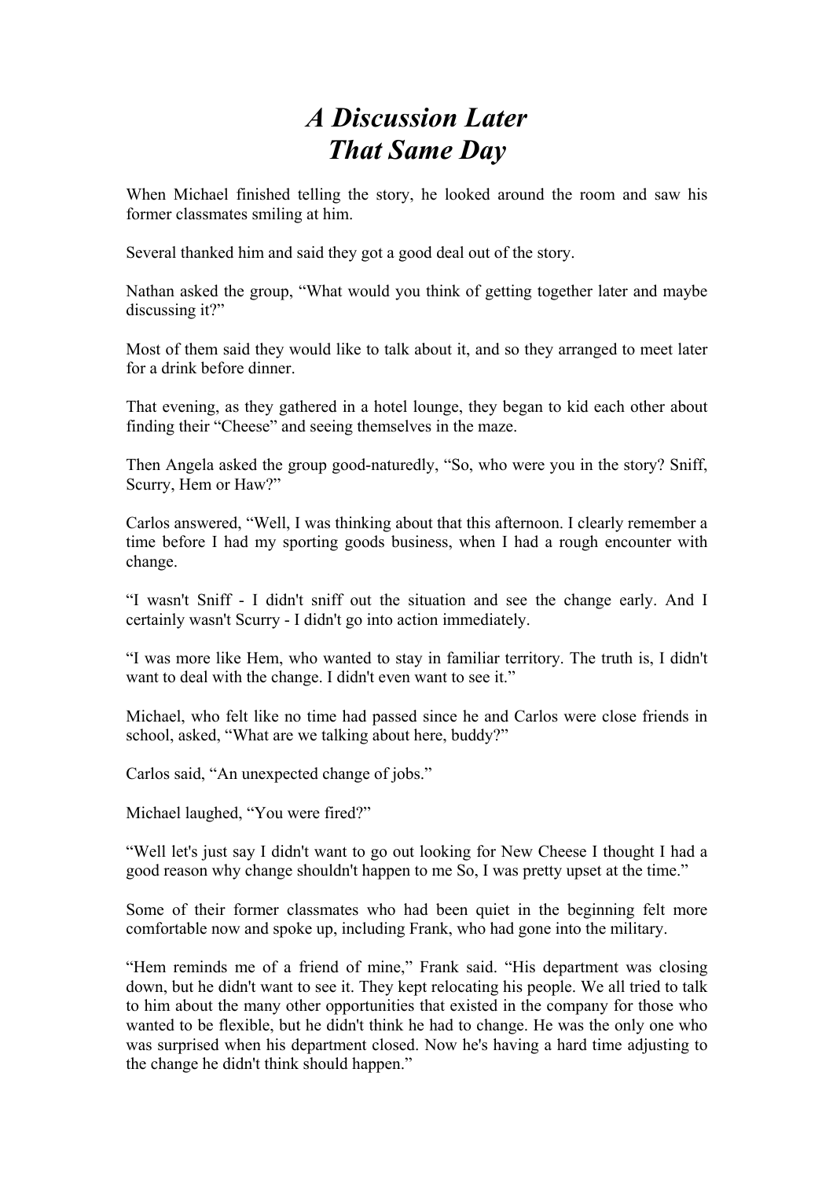# *A Discussion Later That Same Day*

When Michael finished telling the story, he looked around the room and saw his former classmates smiling at him.

Several thanked him and said they got a good deal out of the story.

Nathan asked the group, “What would you think of getting together later and maybe discussing it?”

Most of them said they would like to talk about it, and so they arranged to meet later for a drink before dinner.

That evening, as they gathered in a hotel lounge, they began to kid each other about finding their “Cheese” and seeing themselves in the maze.

Then Angela asked the group good-naturedly, “So, who were you in the story? Sniff, Scurry, Hem or Haw?”

Carlos answered, “Well, I was thinking about that this afternoon. I clearly remember a time before I had my sporting goods business, when I had a rough encounter with change.

“I wasn't Sniff - I didn't sniff out the situation and see the change early. And I certainly wasn't Scurry - I didn't go into action immediately.

“I was more like Hem, who wanted to stay in familiar territory. The truth is, I didn't want to deal with the change. I didn't even want to see it.”

Michael, who felt like no time had passed since he and Carlos were close friends in school, asked, “What are we talking about here, buddy?”

Carlos said, “An unexpected change of jobs.”

Michael laughed, “You were fired?”

“Well let's just say I didn't want to go out looking for New Cheese I thought I had a good reason why change shouldn't happen to me So, I was pretty upset at the time.”

Some of their former classmates who had been quiet in the beginning felt more comfortable now and spoke up, including Frank, who had gone into the military.

“Hem reminds me of a friend of mine,” Frank said. “His department was closing down, but he didn't want to see it. They kept relocating his people. We all tried to talk to him about the many other opportunities that existed in the company for those who wanted to be flexible, but he didn't think he had to change. He was the only one who was surprised when his department closed. Now he's having a hard time adjusting to the change he didn't think should happen.”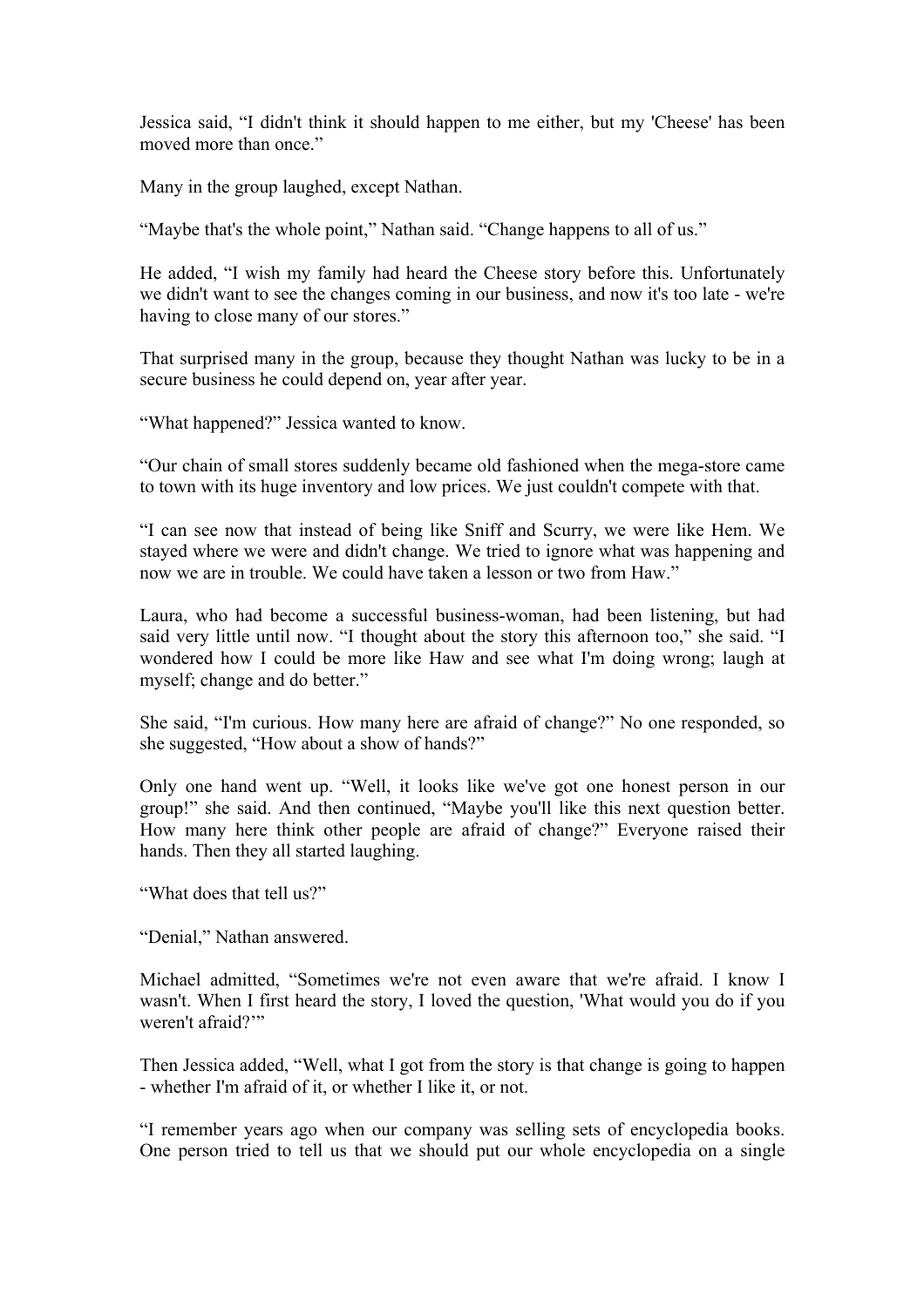Jessica said, “I didn't think it should happen to me either, but my 'Cheese' has been moved more than once.”

Many in the group laughed, except Nathan.

“Maybe that's the whole point,” Nathan said. “Change happens to all of us.”

He added, “I wish my family had heard the Cheese story before this. Unfortunately we didn't want to see the changes coming in our business, and now it's too late - we're having to close many of our stores.”

That surprised many in the group, because they thought Nathan was lucky to be in a secure business he could depend on, year after year.

“What happened?” Jessica wanted to know.

“Our chain of small stores suddenly became old fashioned when the mega-store came to town with its huge inventory and low prices. We just couldn't compete with that.

“I can see now that instead of being like Sniff and Scurry, we were like Hem. We stayed where we were and didn't change. We tried to ignore what was happening and now we are in trouble. We could have taken a lesson or two from Haw.”

Laura, who had become a successful business-woman, had been listening, but had said very little until now. “I thought about the story this afternoon too,” she said. “I wondered how I could be more like Haw and see what I'm doing wrong; laugh at myself; change and do better.”

She said, “I'm curious. How many here are afraid of change?” No one responded, so she suggested, “How about a show of hands?”

Only one hand went up. “Well, it looks like we've got one honest person in our group!” she said. And then continued, “Maybe you'll like this next question better. How many here think other people are afraid of change?” Everyone raised their hands. Then they all started laughing.

“What does that tell us?”

“Denial,” Nathan answered.

Michael admitted, “Sometimes we're not even aware that we're afraid. I know I wasn't. When I first heard the story, I loved the question, 'What would you do if you weren't afraid?'”

Then Jessica added, “Well, what I got from the story is that change is going to happen - whether I'm afraid of it, or whether I like it, or not.

“I remember years ago when our company was selling sets of encyclopedia books. One person tried to tell us that we should put our whole encyclopedia on a single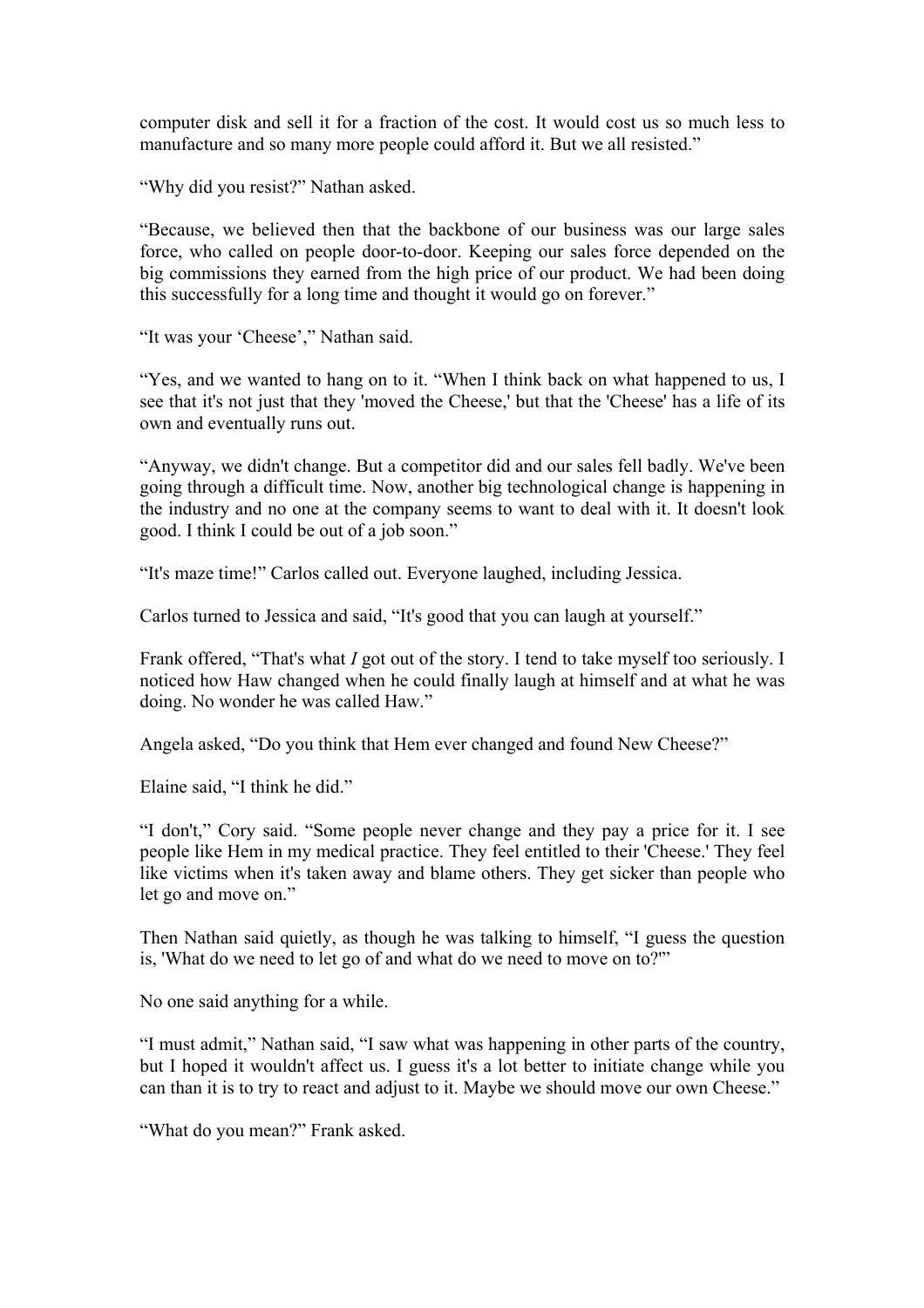computer disk and sell it for a fraction of the cost. It would cost us so much less to manufacture and so many more people could afford it. But we all resisted."

"Why did you resist?" Nathan asked.

"Because, we believed then that the backbone of our business was our large sales force, who called on people door-to-door. Keeping our sales force depended on the big commissions they earned from the high price of our product. We had been doing this successfully for a long time and thought it would go on forever."

"It was your 'Cheese'," Nathan said.

"Yes, and we wanted to hang on to it. "When I think back on what happened to us, I see that it's not just that they 'moved the Cheese,' but that the 'Cheese' has a life of its own and eventually runs out.

"Anyway, we didn't change. But a competitor did and our sales fell badly. We've been going through a difficult time. Now, another big technological change is happening in the industry and no one at the company seems to want to deal with it. It doesn't look good. I think I could be out of a job soon."

"It's maze time!" Carlos called out. Everyone laughed, including Jessica.

Carlos turned to Jessica and said, "It's good that you can laugh at yourself."

Frank offered, "That's what *I* got out of the story. I tend to take myself too seriously. I noticed how Haw changed when he could finally laugh at himself and at what he was doing. No wonder he was called Haw."

Angela asked, "Do you think that Hem ever changed and found New Cheese?"

Elaine said, "I think he did."

"I don't," Cory said. "Some people never change and they pay a price for it. I see people like Hem in my medical practice. They feel entitled to their 'Cheese.' They feel like victims when it's taken away and blame others. They get sicker than people who let go and move on."

Then Nathan said quietly, as though he was talking to himself, "I guess the question is, 'What do we need to let go of and what do we need to move on to?'"

No one said anything for a while.

"I must admit," Nathan said, "I saw what was happening in other parts of the country, but I hoped it wouldn't affect us. I guess it's a lot better to initiate change while you can than it is to try to react and adjust to it. Maybe we should move our own Cheese."

"What do you mean?" Frank asked.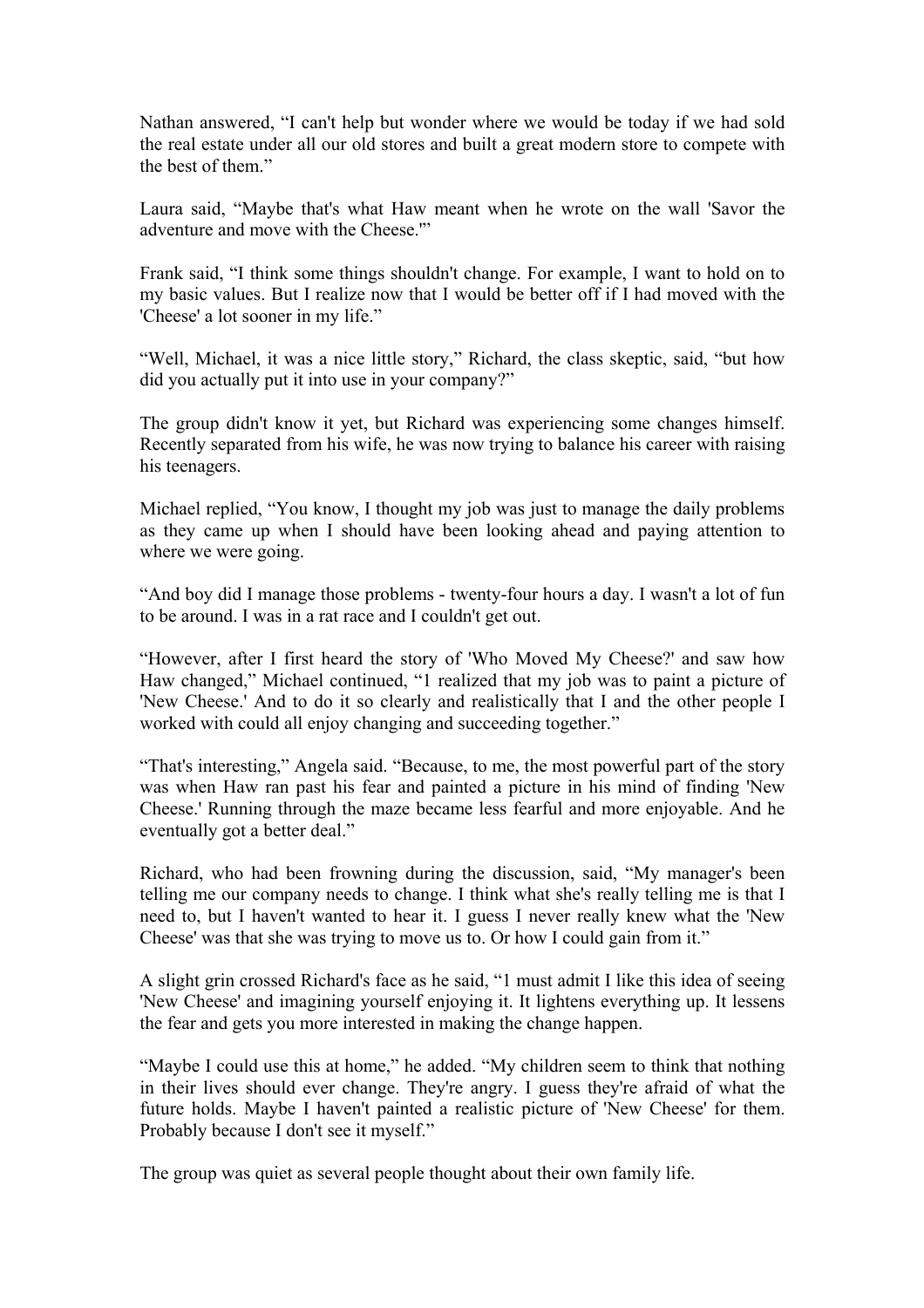Nathan answered, “I can't help but wonder where we would be today if we had sold the real estate under all our old stores and built a great modern store to compete with the best of them.”

Laura said, “Maybe that's what Haw meant when he wrote on the wall 'Savor the adventure and move with the Cheese.'”

Frank said, “I think some things shouldn't change. For example, I want to hold on to my basic values. But I realize now that I would be better off if I had moved with the 'Cheese' a lot sooner in my life.”

“Well, Michael, it was a nice little story,” Richard, the class skeptic, said, “but how did you actually put it into use in your company?”

The group didn't know it yet, but Richard was experiencing some changes himself. Recently separated from his wife, he was now trying to balance his career with raising his teenagers.

Michael replied, “You know, I thought my job was just to manage the daily problems as they came up when I should have been looking ahead and paying attention to where we were going.

“And boy did I manage those problems - twenty-four hours a day. I wasn't a lot of fun to be around. I was in a rat race and I couldn't get out.

“However, after I first heard the story of 'Who Moved My Cheese?' and saw how Haw changed,” Michael continued, “1 realized that my job was to paint a picture of 'New Cheese.' And to do it so clearly and realistically that I and the other people I worked with could all enjoy changing and succeeding together.”

“That's interesting,” Angela said. “Because, to me, the most powerful part of the story was when Haw ran past his fear and painted a picture in his mind of finding 'New Cheese.' Running through the maze became less fearful and more enjoyable. And he eventually got a better deal.”

Richard, who had been frowning during the discussion, said, “My manager's been telling me our company needs to change. I think what she's really telling me is that I need to, but I haven't wanted to hear it. I guess I never really knew what the 'New Cheese' was that she was trying to move us to. Or how I could gain from it.”

A slight grin crossed Richard's face as he said, “1 must admit I like this idea of seeing 'New Cheese' and imagining yourself enjoying it. It lightens everything up. It lessens the fear and gets you more interested in making the change happen.

“Maybe I could use this at home,” he added. “My children seem to think that nothing in their lives should ever change. They're angry. I guess they're afraid of what the future holds. Maybe I haven't painted a realistic picture of 'New Cheese' for them. Probably because I don't see it myself.”

The group was quiet as several people thought about their own family life.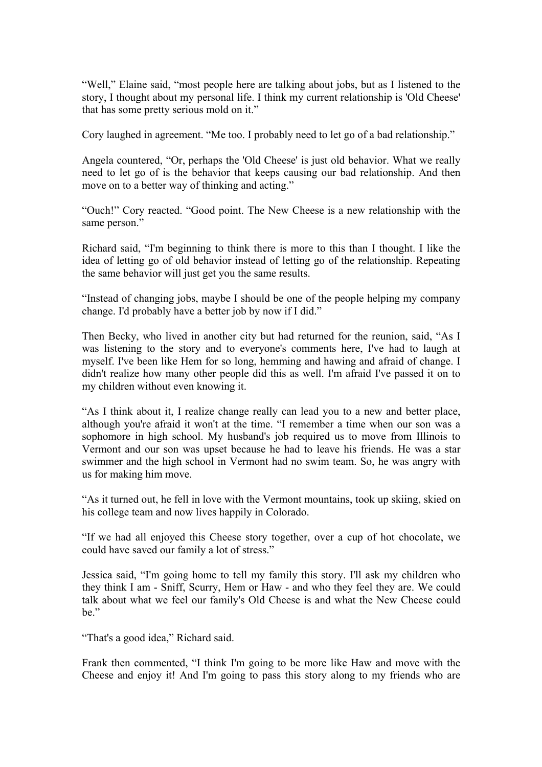"Well," Elaine said, "most people here are talking about jobs, but as I listened to the story, I thought about my personal life. I think my current relationship is 'Old Cheese' that has some pretty serious mold on it."

Cory laughed in agreement. "Me too. I probably need to let go of a bad relationship."

Angela countered, "Or, perhaps the 'Old Cheese' is just old behavior. What we really need to let go of is the behavior that keeps causing our bad relationship. And then move on to a better way of thinking and acting."

"Ouch!" Cory reacted. "Good point. The New Cheese is a new relationship with the same person."

Richard said, "I'm beginning to think there is more to this than I thought. I like the idea of letting go of old behavior instead of letting go of the relationship. Repeating the same behavior will just get you the same results.

"Instead of changing jobs, maybe I should be one of the people helping my company change. I'd probably have a better job by now if I did."

Then Becky, who lived in another city but had returned for the reunion, said, "As I was listening to the story and to everyone's comments here, I've had to laugh at myself. I've been like Hem for so long, hemming and hawing and afraid of change. I didn't realize how many other people did this as well. I'm afraid I've passed it on to my children without even knowing it.

"As I think about it, I realize change really can lead you to a new and better place, although you're afraid it won't at the time. "I remember a time when our son was a sophomore in high school. My husband's job required us to move from Illinois to Vermont and our son was upset because he had to leave his friends. He was a star swimmer and the high school in Vermont had no swim team. So, he was angry with us for making him move.

"As it turned out, he fell in love with the Vermont mountains, took up skiing, skied on his college team and now lives happily in Colorado.

"If we had all enjoyed this Cheese story together, over a cup of hot chocolate, we could have saved our family a lot of stress."

Jessica said, "I'm going home to tell my family this story. I'll ask my children who they think I am - Sniff, Scurry, Hem or Haw - and who they feel they are. We could talk about what we feel our family's Old Cheese is and what the New Cheese could be."

"That's a good idea," Richard said.

Frank then commented, "I think I'm going to be more like Haw and move with the Cheese and enjoy it! And I'm going to pass this story along to my friends who are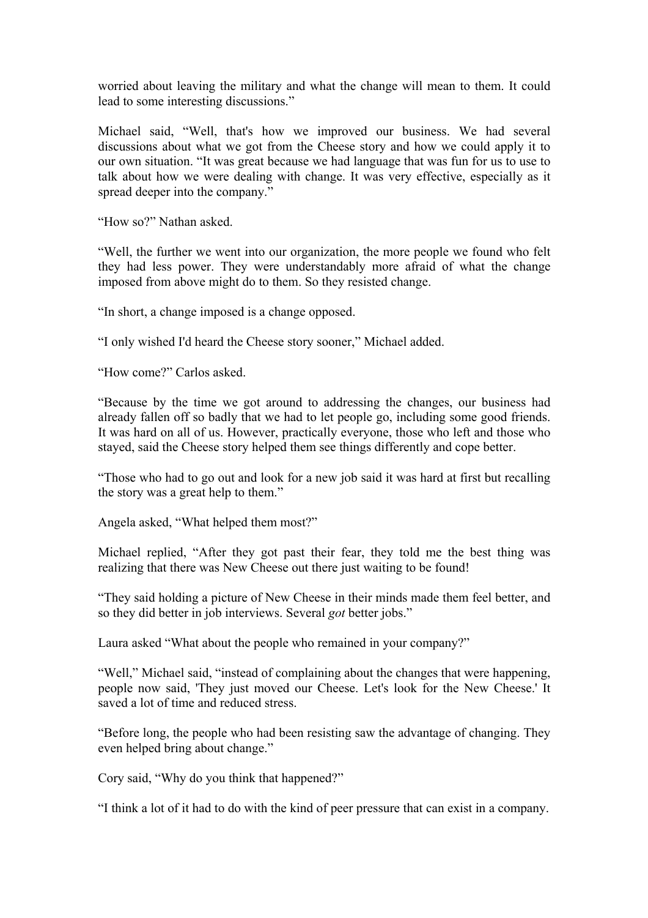worried about leaving the military and what the change will mean to them. It could lead to some interesting discussions."

Michael said, "Well, that's how we improved our business. We had several discussions about what we got from the Cheese story and how we could apply it to our own situation. "It was great because we had language that was fun for us to use to talk about how we were dealing with change. It was very effective, especially as it spread deeper into the company."

"How so?" Nathan asked.

"Well, the further we went into our organization, the more people we found who felt they had less power. They were understandably more afraid of what the change imposed from above might do to them. So they resisted change.

"In short, a change imposed is a change opposed.

"I only wished I'd heard the Cheese story sooner," Michael added.

"How come?" Carlos asked.

"Because by the time we got around to addressing the changes, our business had already fallen off so badly that we had to let people go, including some good friends. It was hard on all of us. However, practically everyone, those who left and those who stayed, said the Cheese story helped them see things differently and cope better.

"Those who had to go out and look for a new job said it was hard at first but recalling the story was a great help to them."

Angela asked, "What helped them most?"

Michael replied, "After they got past their fear, they told me the best thing was realizing that there was New Cheese out there just waiting to be found!

"They said holding a picture of New Cheese in their minds made them feel better, and so they did better in job interviews. Several *got* better jobs."

Laura asked "What about the people who remained in your company?"

"Well," Michael said, "instead of complaining about the changes that were happening, people now said, 'They just moved our Cheese. Let's look for the New Cheese.' It saved a lot of time and reduced stress.

"Before long, the people who had been resisting saw the advantage of changing. They even helped bring about change."

Cory said, "Why do you think that happened?"

"I think a lot of it had to do with the kind of peer pressure that can exist in a company.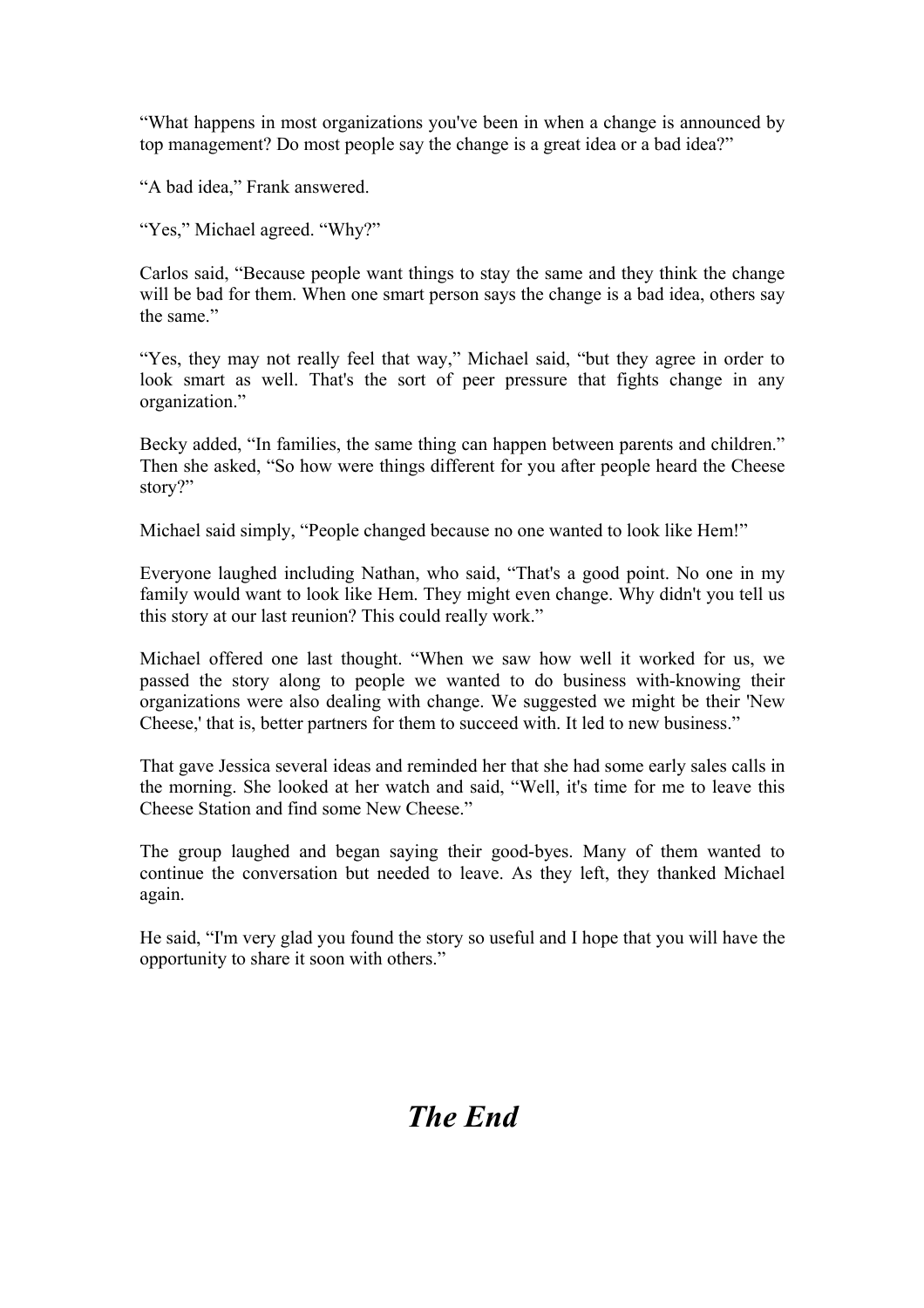“What happens in most organizations you've been in when a change is announced by top management? Do most people say the change is a great idea or a bad idea?”

“A bad idea,” Frank answered.

“Yes,” Michael agreed. “Why?”

Carlos said, “Because people want things to stay the same and they think the change will be bad for them. When one smart person says the change is a bad idea, others say the same.”

“Yes, they may not really feel that way,” Michael said, “but they agree in order to look smart as well. That's the sort of peer pressure that fights change in any organization.”

Becky added, “In families, the same thing can happen between parents and children.” Then she asked, “So how were things different for you after people heard the Cheese story?”

Michael said simply, “People changed because no one wanted to look like Hem!”

Everyone laughed including Nathan, who said, “That's a good point. No one in my family would want to look like Hem. They might even change. Why didn't you tell us this story at our last reunion? This could really work.”

Michael offered one last thought. “When we saw how well it worked for us, we passed the story along to people we wanted to do business with-knowing their organizations were also dealing with change. We suggested we might be their 'New Cheese,' that is, better partners for them to succeed with. It led to new business.”

That gave Jessica several ideas and reminded her that she had some early sales calls in the morning. She looked at her watch and said, “Well, it's time for me to leave this Cheese Station and find some New Cheese.”

The group laughed and began saying their good-byes. Many of them wanted to continue the conversation but needed to leave. As they left, they thanked Michael again.

He said, “I'm very glad you found the story so useful and I hope that you will have the opportunity to share it soon with others.”

# *The End*